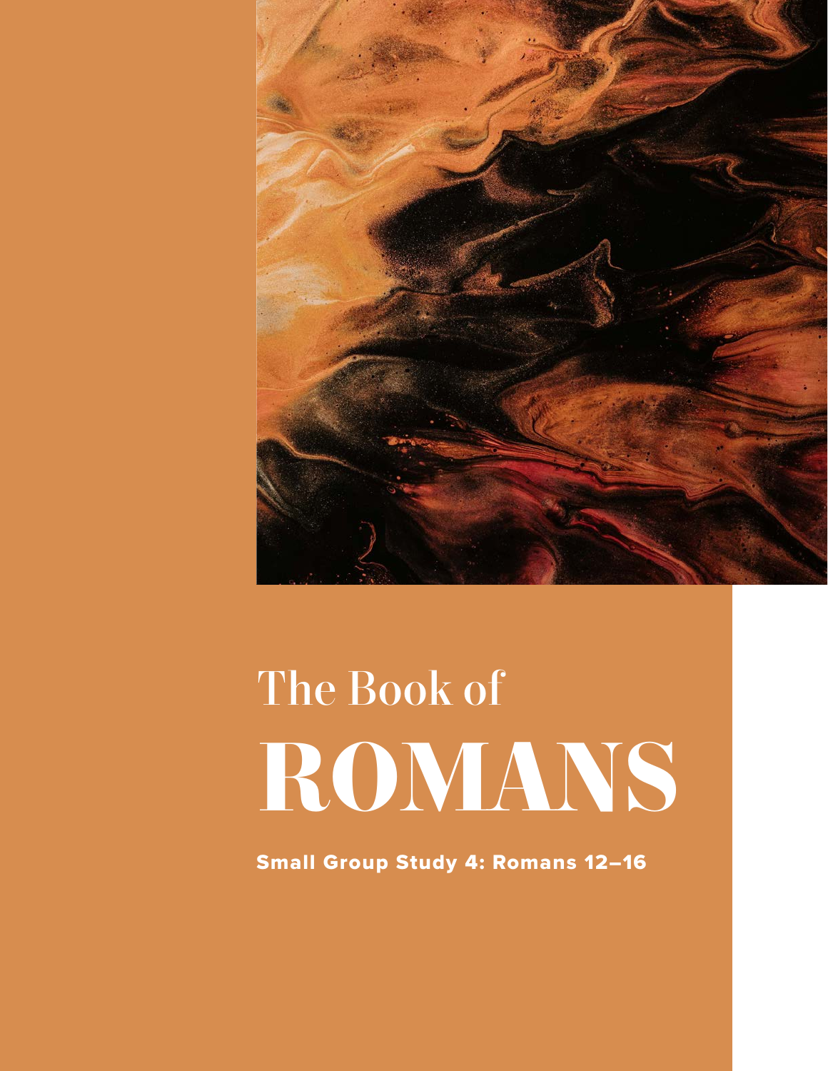# The Book of ROMANS

**Small Group Study 4: Romans 12–16**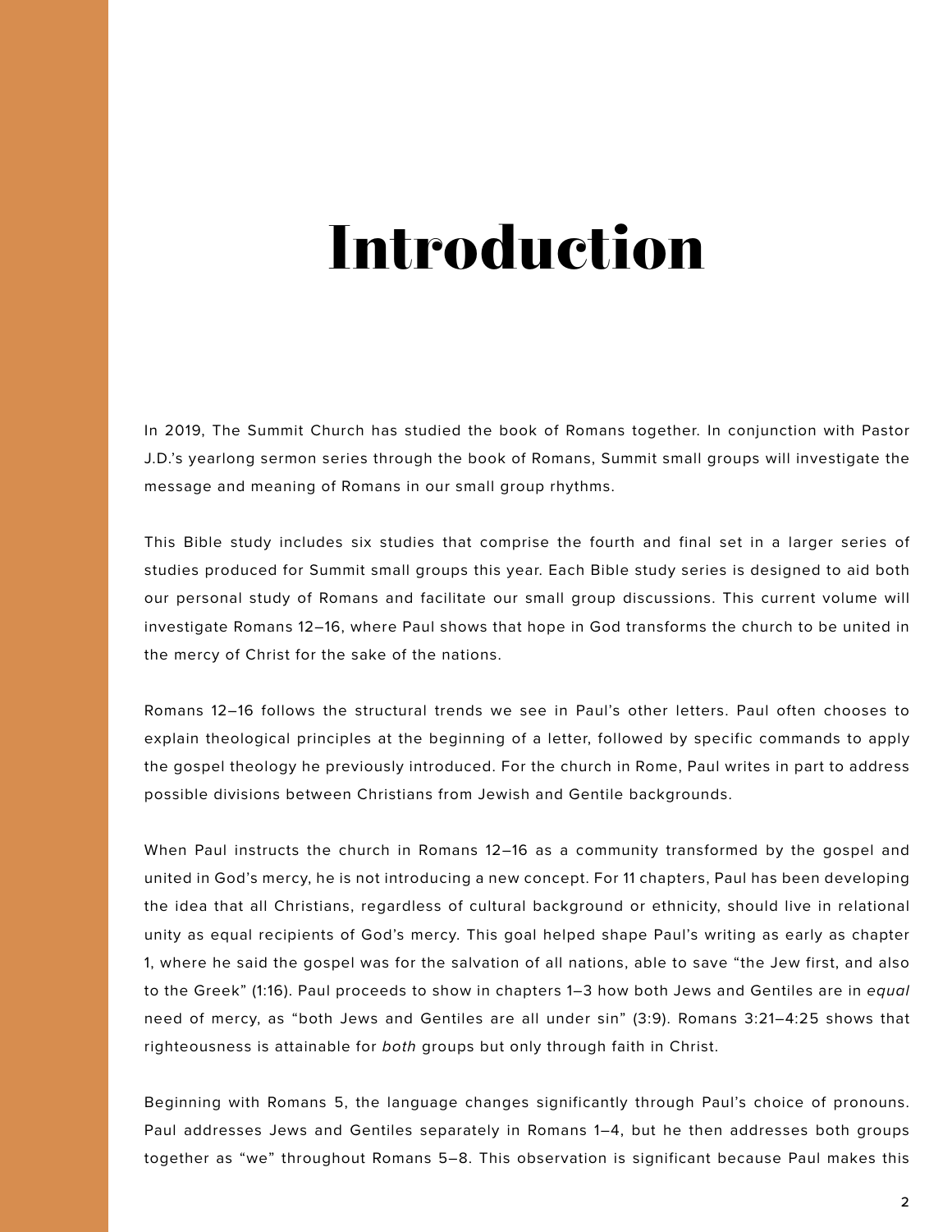# Introduction

In 2019, The Summit Church has studied the book of Romans together. In conjunction with Pastor J.D.'s yearlong sermon series through the book of Romans, Summit small groups will investigate the message and meaning of Romans in our small group rhythms.

This Bible study includes six studies that comprise the fourth and final set in a larger series of studies produced for Summit small groups this year. Each Bible study series is designed to aid both our personal study of Romans and facilitate our small group discussions. This current volume will investigate Romans 12–16, where Paul shows that hope in God transforms the church to be united in the mercy of Christ for the sake of the nations.

Romans 12–16 follows the structural trends we see in Paul's other letters. Paul often chooses to explain theological principles at the beginning of a letter, followed by specific commands to apply the gospel theology he previously introduced. For the church in Rome, Paul writes in part to address possible divisions between Christians from Jewish and Gentile backgrounds.

When Paul instructs the church in Romans 12–16 as a community transformed by the gospel and united in God's mercy, he is not introducing a new concept. For 11 chapters, Paul has been developing the idea that all Christians, regardless of cultural background or ethnicity, should live in relational unity as equal recipients of God's mercy. This goal helped shape Paul's writing as early as chapter 1, where he said the gospel was for the salvation of all nations, able to save "the Jew first, and also to the Greek" (1:16). Paul proceeds to show in chapters 1–3 how both Jews and Gentiles are in *equal* need of mercy, as "both Jews and Gentiles are all under sin" (3:9). Romans 3:21–4:25 shows that righteousness is attainable for *both* groups but only through faith in Christ.

Beginning with Romans 5, the language changes significantly through Paul's choice of pronouns. Paul addresses Jews and Gentiles separately in Romans 1–4, but he then addresses both groups together as "we" throughout Romans 5–8. This observation is significant because Paul makes this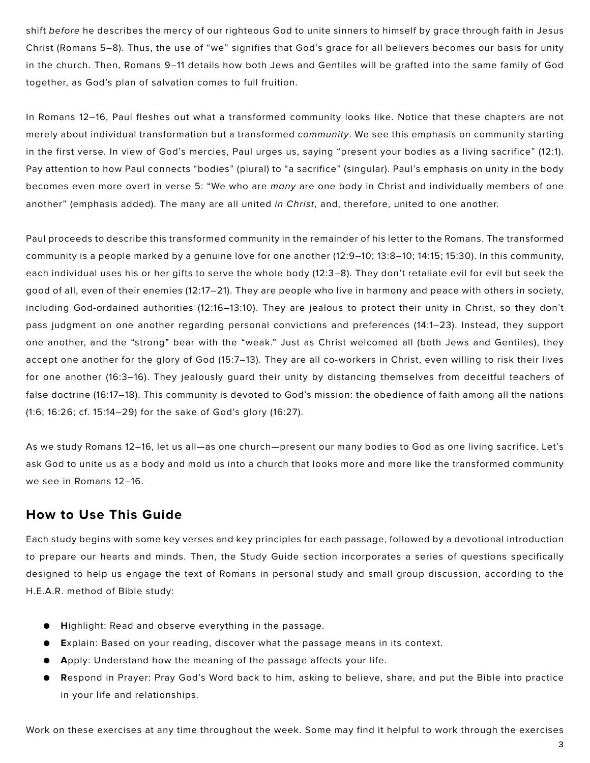shift *before* he describes the mercy of our righteous God to unite sinners to himself by grace through faith in Jesus Christ (Romans 5–8). Thus, the use of "we" signifies that God's grace for all believers becomes our basis for unity in the church. Then, Romans 9–11 details how both Jews and Gentiles will be grafted into the same family of God together, as God's plan of salvation comes to full fruition.

In Romans 12–16, Paul fleshes out what a transformed community looks like. Notice that these chapters are not merely about individual transformation but a transformed *community*. We see this emphasis on community starting in the first verse. In view of God's mercies, Paul urges us, saying "present your bodies as a living sacrifice" (12:1). Pay attention to how Paul connects "bodies" (plural) to "a sacrifice" (singular). Paul's emphasis on unity in the body becomes even more overt in verse 5: "We who are *many* are one body in Christ and individually members of one another" (emphasis added). The many are all united *in Christ*, and, therefore, united to one another.

Paul proceeds to describe this transformed community in the remainder of his letter to the Romans. The transformed community is a people marked by a genuine love for one another (12:9–10; 13:8–10; 14:15; 15:30). In this community, each individual uses his or her gifts to serve the whole body (12:3–8). They don't retaliate evil for evil but seek the good of all, even of their enemies (12:17–21). They are people who live in harmony and peace with others in society, including God-ordained authorities (12:16–13:10). They are jealous to protect their unity in Christ, so they don't pass judgment on one another regarding personal convictions and preferences (14:1–23). Instead, they support one another, and the "strong" bear with the "weak." Just as Christ welcomed all (both Jews and Gentiles), they accept one another for the glory of God (15:7–13). They are all co-workers in Christ, even willing to risk their lives for one another (16:3–16). They jealously guard their unity by distancing themselves from deceitful teachers of false doctrine (16:17–18). This community is devoted to God's mission: the obedience of faith among all the nations (1:6; 16:26; cf. 15:14–29) for the sake of God's glory (16:27).

As we study Romans 12–16, let us all—as one church—present our many bodies to God as one living sacrifice. Let's ask God to unite us as a body and mold us into a church that looks more and more like the transformed community we see in Romans 12–16.

## How to Use This Guide

Each study begins with some key verses and key principles for each passage, followed by a devotional introduction to prepare our hearts and minds. Then, the Study Guide section incorporates a series of questions specifically designed to help us engage the text of Romans in personal study and small group discussion, according to the H.E.A.R. method of Bible study:

- **H**ighlight: Read and observe everything in the passage.
- **E**xplain: Based on your reading, discover what the passage means in its context.
- **A**pply: Understand how the meaning of the passage affects your life.
- **R**espond in Prayer: Pray God's Word back to him, asking to believe, share, and put the Bible into practice in your life and relationships.

Work on these exercises at any time throughout the week. Some may find it helpful to work through the exercises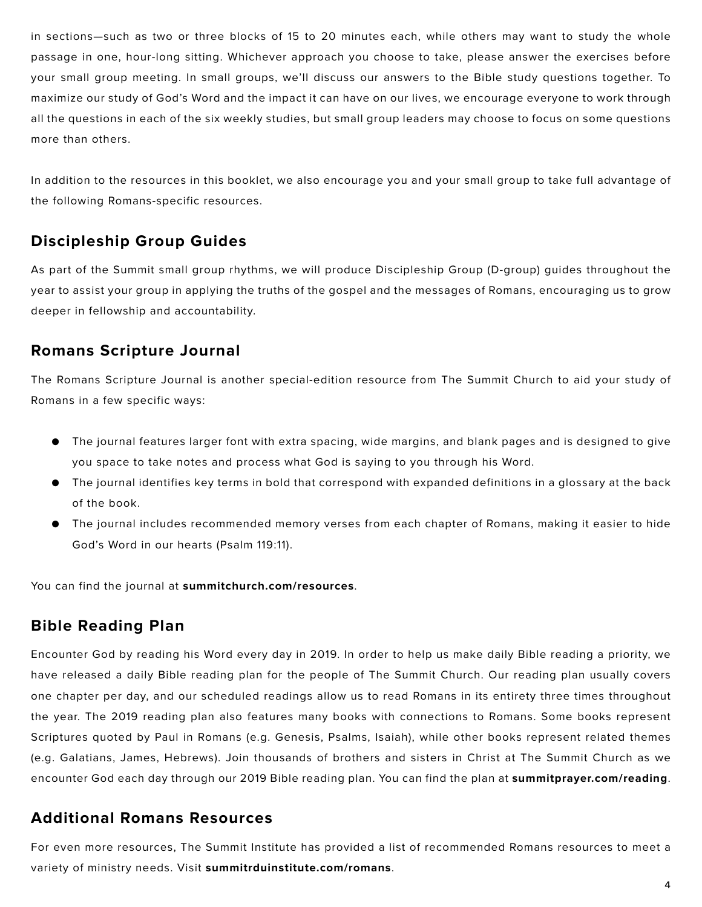in sections—such as two or three blocks of 15 to 20 minutes each, while others may want to study the whole passage in one, hour-long sitting. Whichever approach you choose to take, please answer the exercises before your small group meeting. In small groups, we'll discuss our answers to the Bible study questions together. To maximize our study of God's Word and the impact it can have on our lives, we encourage everyone to work through all the questions in each of the six weekly studies, but small group leaders may choose to focus on some questions more than others.

In addition to the resources in this booklet, we also encourage you and your small group to take full advantage of the following Romans-specific resources.

## Discipleship Group Guides

As part of the Summit small group rhythms, we will produce Discipleship Group (D-group) guides throughout the year to assist your group in applying the truths of the gospel and the messages of Romans, encouraging us to grow deeper in fellowship and accountability.

## Romans Scripture Journal

The Romans Scripture Journal is another special-edition resource from The Summit Church to aid your study of Romans in a few specific ways:

- The journal features larger font with extra spacing, wide margins, and blank pages and is designed to give you space to take notes and process what God is saying to you through his Word.
- The journal identifies key terms in bold that correspond with expanded definitions in a glossary at the back of the book.
- The journal includes recommended memory verses from each chapter of Romans, making it easier to hide God's Word in our hearts (Psalm 119:11).

You can find the journal at **summitchurch.com/resources**.

## Bible Reading Plan

Encounter God by reading his Word every day in 2019. In order to help us make daily Bible reading a priority, we have released a daily Bible reading plan for the people of The Summit Church. Our reading plan usually covers one chapter per day, and our scheduled readings allow us to read Romans in its entirety three times throughout the year. The 2019 reading plan also features many books with connections to Romans. Some books represent Scriptures quoted by Paul in Romans (e.g. Genesis, Psalms, Isaiah), while other books represent related themes (e.g. Galatians, James, Hebrews). Join thousands of brothers and sisters in Christ at The Summit Church as we encounter God each day through our 2019 Bible reading plan. You can find the plan at **summitprayer.com/reading**.

## Additional Romans Resources

For even more resources, The Summit Institute has provided a list of recommended Romans resources to meet a variety of ministry needs. Visit **summitrduinstitute.com/romans**.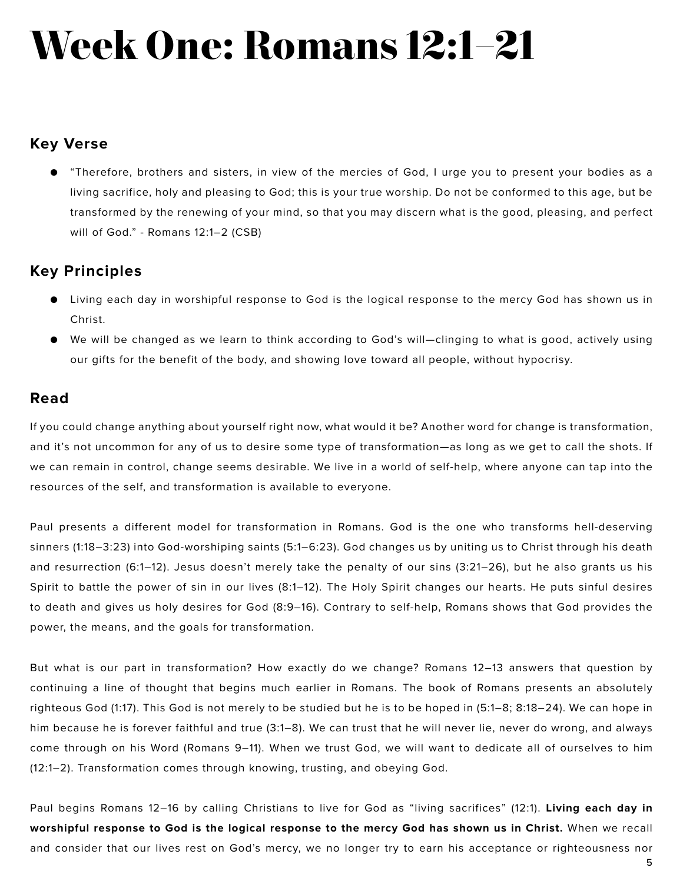# Week One: Romans 12:1–21

## Key Verse

- "Therefore, brothers and sisters, in view of the mercies of God, I urge you to present your bodies as a living sacrifice, holy and pleasing to God; this is your true worship. Do not be conformed to this age, but be transformed by the renewing of your mind, so that you may discern what is the good, pleasing, and perfect will of God." - Romans 12:1–2 (CSB)

## Key Principles

- Living each day in worshipful response to God is the logical response to the mercy God has shown us in Christ.
- We will be changed as we learn to think according to God's will—clinging to what is good, actively using our gifts for the benefit of the body, and showing love toward all people, without hypocrisy.

## Read

If you could change anything about yourself right now, what would it be? Another word for change is transformation, and it's not uncommon for any of us to desire some type of transformation—as long as we get to call the shots. If we can remain in control, change seems desirable. We live in a world of self-help, where anyone can tap into the resources of the self, and transformation is available to everyone.

Paul presents a different model for transformation in Romans. God is the one who transforms hell-deserving sinners (1:18–3:23) into God-worshiping saints (5:1–6:23). God changes us by uniting us to Christ through his death and resurrection (6:1–12). Jesus doesn't merely take the penalty of our sins (3:21–26), but he also grants us his Spirit to battle the power of sin in our lives (8:1–12). The Holy Spirit changes our hearts. He puts sinful desires to death and gives us holy desires for God (8:9–16). Contrary to self-help, Romans shows that God provides the power, the means, and the goals for transformation.

But what is our part in transformation? How exactly do we change? Romans 12–13 answers that question by continuing a line of thought that begins much earlier in Romans. The book of Romans presents an absolutely righteous God (1:17). This God is not merely to be studied but he is to be hoped in (5:1–8; 8:18–24). We can hope in him because he is forever faithful and true (3:1–8). We can trust that he will never lie, never do wrong, and always come through on his Word (Romans 9–11). When we trust God, we will want to dedicate all of ourselves to him (12:1–2). Transformation comes through knowing, trusting, and obeying God.

Paul begins Romans 12–16 by calling Christians to live for God as "living sacrifices" (12:1). **Living each day in worshipful response to God is the logical response to the mercy God has shown us in Christ.** When we recall and consider that our lives rest on God's mercy, we no longer try to earn his acceptance or righteousness nor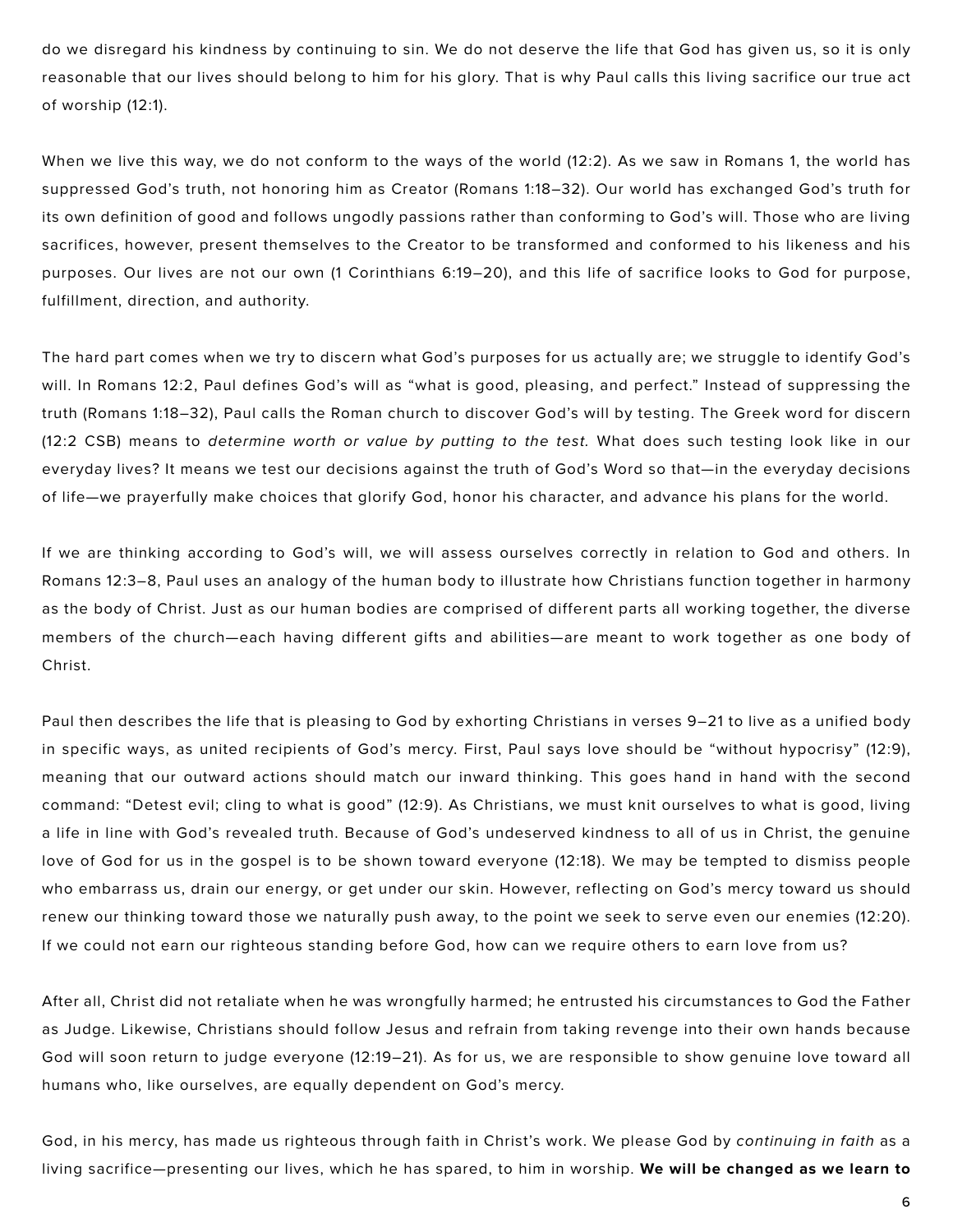do we disregard his kindness by continuing to sin. We do not deserve the life that God has given us, so it is only reasonable that our lives should belong to him for his glory. That is why Paul calls this living sacrifice our true act of worship (12:1).

When we live this way, we do not conform to the ways of the world (12:2). As we saw in Romans 1, the world has suppressed God's truth, not honoring him as Creator (Romans 1:18–32). Our world has exchanged God's truth for its own definition of good and follows ungodly passions rather than conforming to God's will. Those who are living sacrifices, however, present themselves to the Creator to be transformed and conformed to his likeness and his purposes. Our lives are not our own (1 Corinthians 6:19–20), and this life of sacrifice looks to God for purpose, fulfillment, direction, and authority.

The hard part comes when we try to discern what God's purposes for us actually are; we struggle to identify God's will. In Romans 12:2, Paul defines God's will as "what is good, pleasing, and perfect." Instead of suppressing the truth (Romans 1:18–32), Paul calls the Roman church to discover God's will by testing. The Greek word for discern (12:2 CSB) means to *determine worth or value by putting to the test.* What does such testing look like in our everyday lives? It means we test our decisions against the truth of God's Word so that—in the everyday decisions of life—we prayerfully make choices that glorify God, honor his character, and advance his plans for the world.

If we are thinking according to God's will, we will assess ourselves correctly in relation to God and others. In Romans 12:3–8, Paul uses an analogy of the human body to illustrate how Christians function together in harmony as the body of Christ. Just as our human bodies are comprised of different parts all working together, the diverse members of the church—each having different gifts and abilities—are meant to work together as one body of Christ.

Paul then describes the life that is pleasing to God by exhorting Christians in verses 9–21 to live as a unified body in specific ways, as united recipients of God's mercy. First, Paul says love should be "without hypocrisy" (12:9), meaning that our outward actions should match our inward thinking. This goes hand in hand with the second command: "Detest evil; cling to what is good" (12:9). As Christians, we must knit ourselves to what is good, living a life in line with God's revealed truth. Because of God's undeserved kindness to all of us in Christ, the genuine love of God for us in the gospel is to be shown toward everyone (12:18). We may be tempted to dismiss people who embarrass us, drain our energy, or get under our skin. However, reflecting on God's mercy toward us should renew our thinking toward those we naturally push away, to the point we seek to serve even our enemies (12:20). If we could not earn our righteous standing before God, how can we require others to earn love from us?

After all, Christ did not retaliate when he was wrongfully harmed; he entrusted his circumstances to God the Father as Judge. Likewise, Christians should follow Jesus and refrain from taking revenge into their own hands because God will soon return to judge everyone (12:19–21). As for us, we are responsible to show genuine love toward all humans who, like ourselves, are equally dependent on God's mercy.

God, in his mercy, has made us righteous through faith in Christ's work. We please God by *continuing in faith* as a living sacrifice—presenting our lives, which he has spared, to him in worship. **We will be changed as we learn to**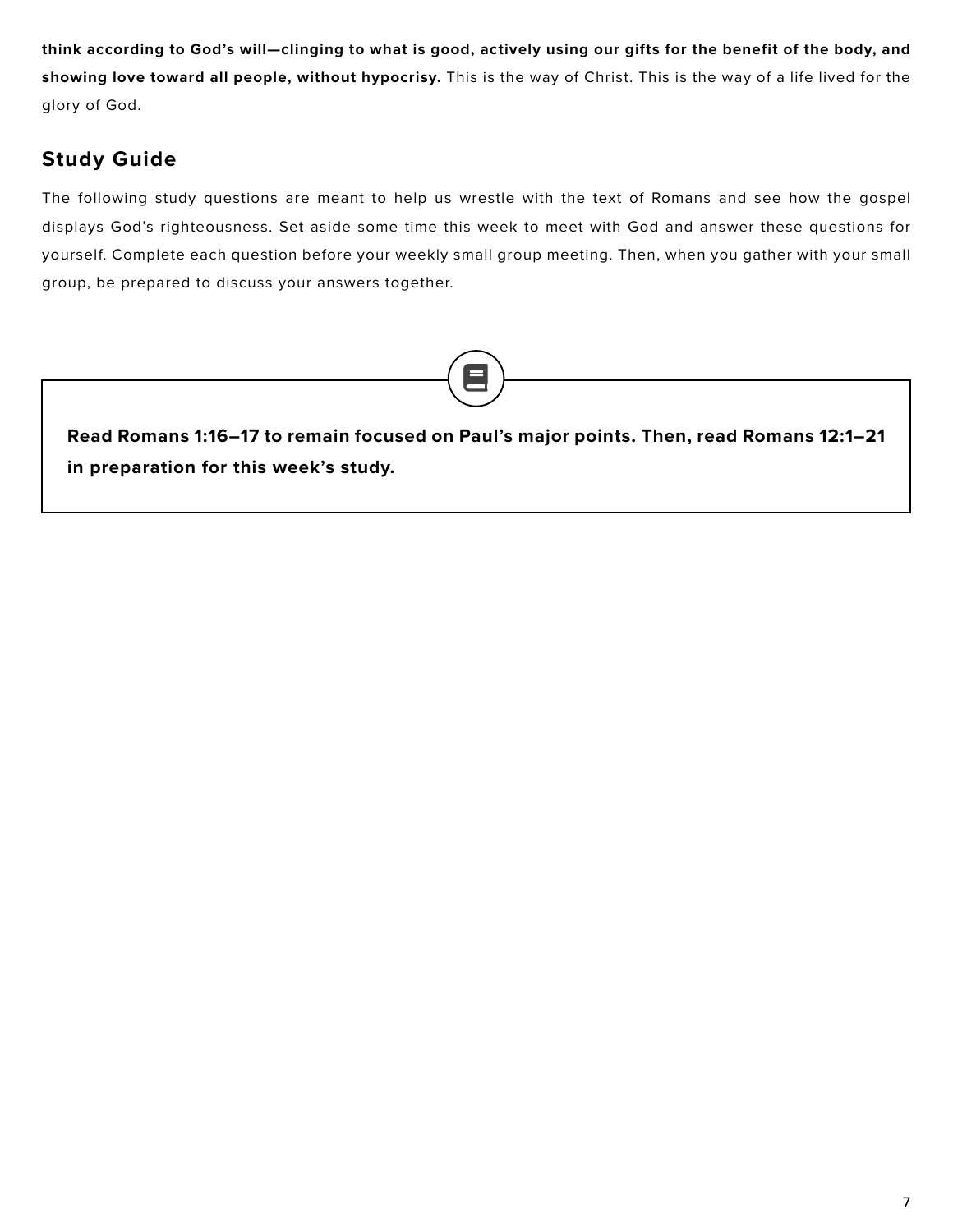**think according to God's will—clinging to what is good, actively using our gifts for the benefit of the body, and showing love toward all people, without hypocrisy.** This is the way of Christ. This is the way of a life lived for the glory of God.

## Study Guide

The following study questions are meant to help us wrestle with the text of Romans and see how the gospel displays God's righteousness. Set aside some time this week to meet with God and answer these questions for yourself. Complete each question before your weekly small group meeting. Then, when you gather with your small group, be prepared to discuss your answers together.

**Read Romans 1:16–17 to remain focused on Paul's major points. Then, read Romans 12:1–21 in preparation for this week's study.**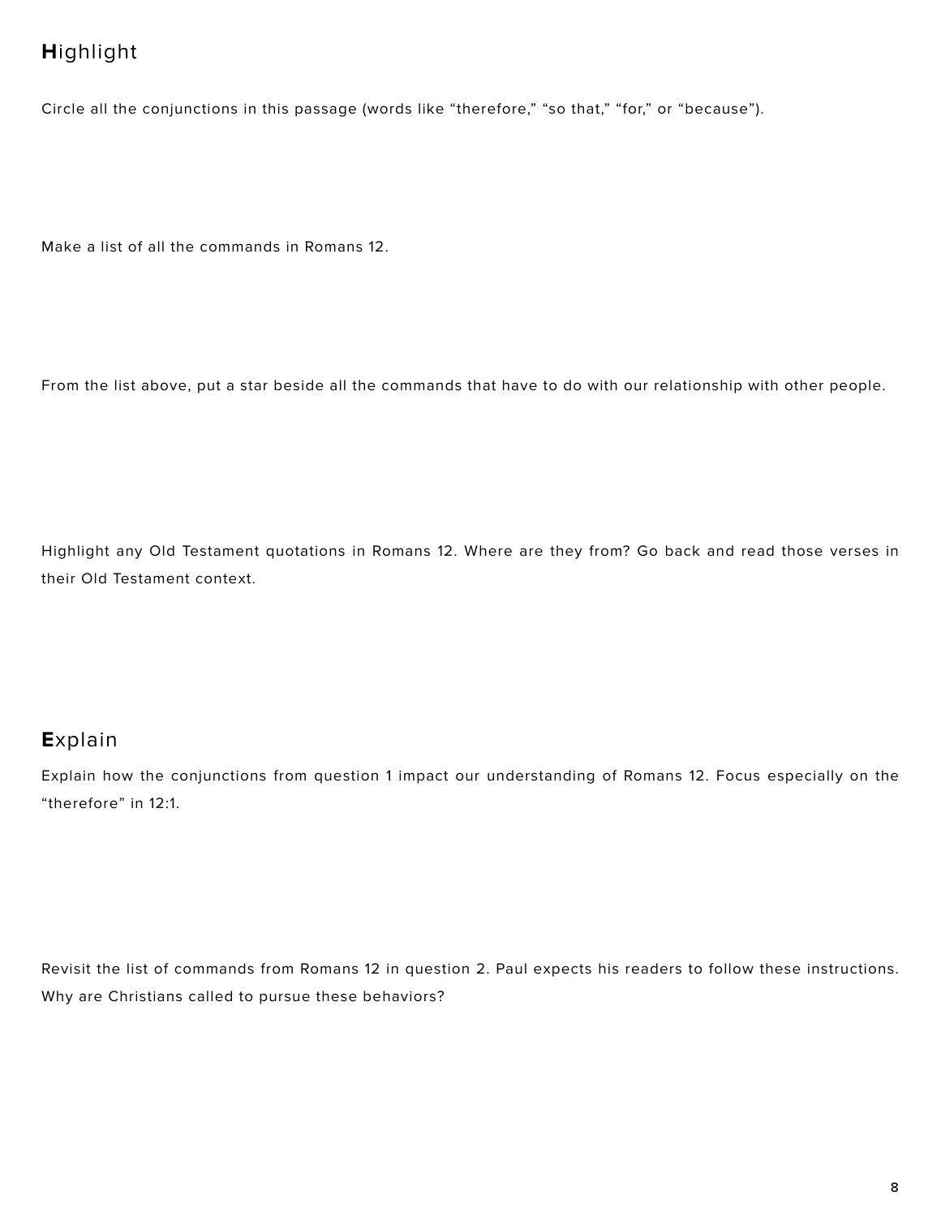## **H**ighlight

Circle all the conjunctions in this passage (words like “therefore,” “so that,” “for,” or “because”).

Make a list of all the commands in Romans 12.

From the list above, put a star beside all the commands that have to do with our relationship with other people.

Highlight any Old Testament quotations in Romans 12. Where are they from? Go back and read those verses in their Old Testament context.

## **E**xplain

Explain how the conjunctions from question 1 impact our understanding of Romans 12. Focus especially on the “therefore” in 12:1.

Revisit the list of commands from Romans 12 in question 2. Paul expects his readers to follow these instructions. Why are Christians called to pursue these behaviors?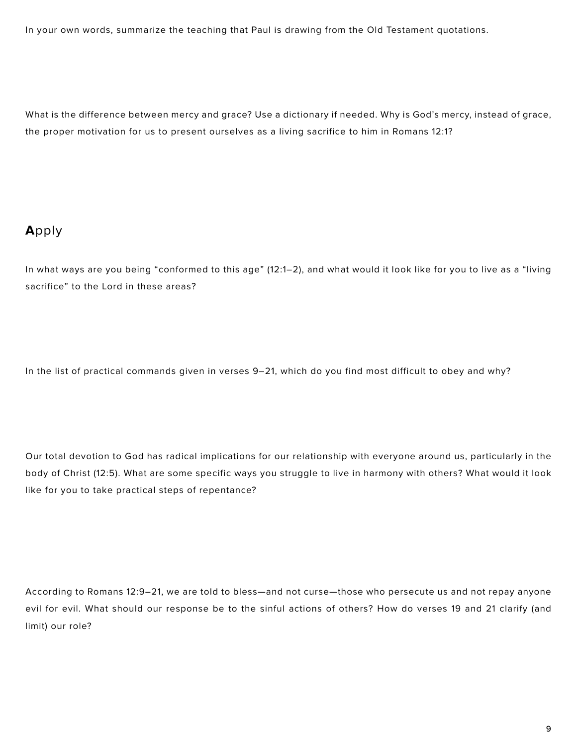In your own words, summarize the teaching that Paul is drawing from the Old Testament quotations.

What is the difference between mercy and grace? Use a dictionary if needed. Why is God's mercy, instead of grace, the proper motivation for us to present ourselves as a living sacrifice to him in Romans 12:1?

## **A**pply

In what ways are you being "conformed to this age" (12:1–2), and what would it look like for you to live as a "living sacrifice" to the Lord in these areas?

In the list of practical commands given in verses 9–21, which do you find most difficult to obey and why?

Our total devotion to God has radical implications for our relationship with everyone around us, particularly in the body of Christ (12:5). What are some specific ways you struggle to live in harmony with others? What would it look like for you to take practical steps of repentance?

According to Romans 12:9–21, we are told to bless—and not curse—those who persecute us and not repay anyone evil for evil. What should our response be to the sinful actions of others? How do verses 19 and 21 clarify (and limit) our role?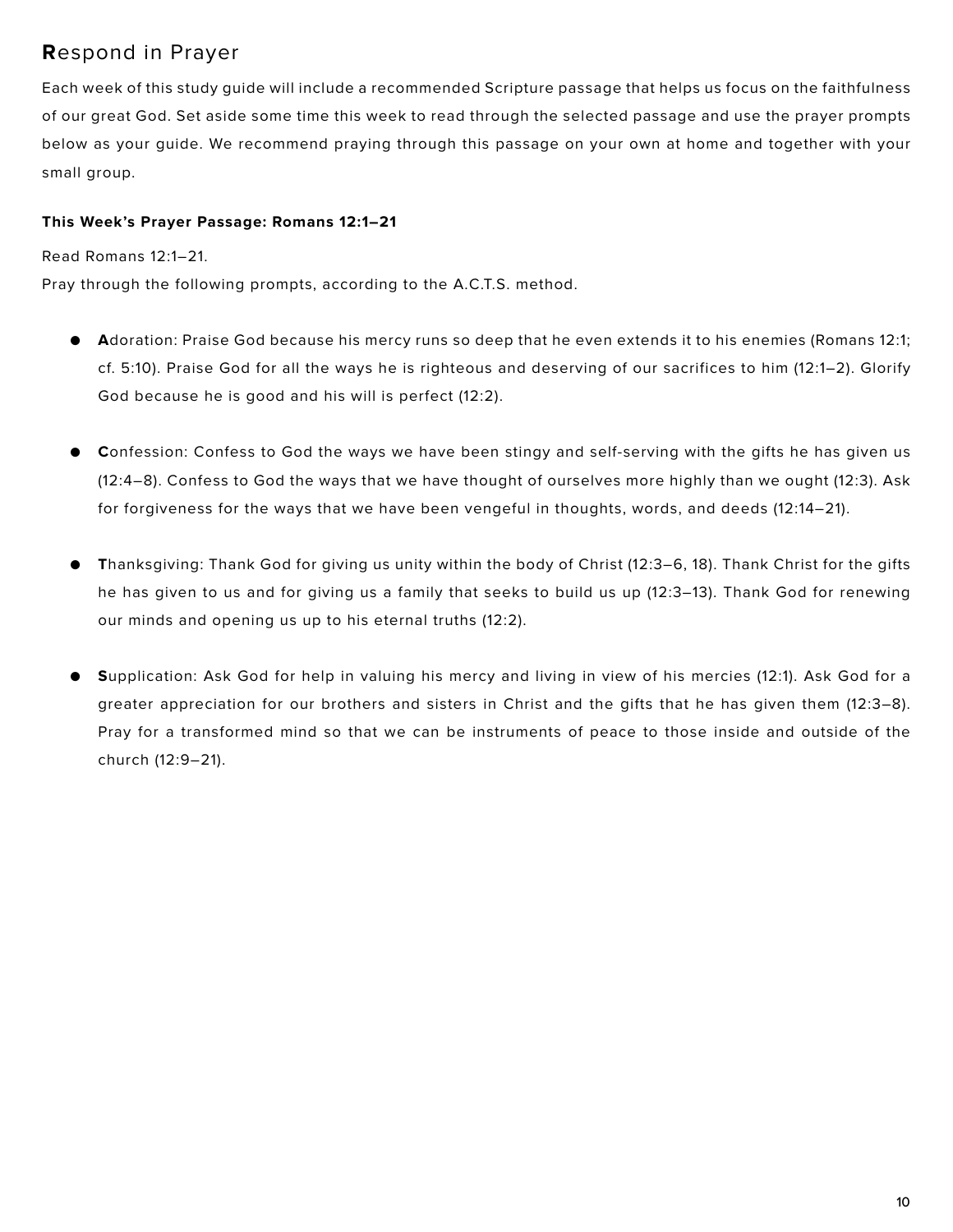## **R**espond in Prayer

Each week of this study guide will include a recommended Scripture passage that helps us focus on the faithfulness of our great God. Set aside some time this week to read through the selected passage and use the prayer prompts below as your guide. We recommend praying through this passage on your own at home and together with your small group.

**This Week's Prayer Passage: Romans 12:1–21**

Read Romans 12:1–21.
Pray through the following prompts, according to the A.C.T.S. method.

- **A**doration: Praise God because his mercy runs so deep that he even extends it to his enemies (Romans 12:1; cf. 5:10). Praise God for all the ways he is righteous and deserving of our sacrifices to him (12:1–2). Glorify God because he is good and his will is perfect (12:2).

- **C**onfession: Confess to God the ways we have been stingy and self-serving with the gifts he has given us (12:4–8). Confess to God the ways that we have thought of ourselves more highly than we ought (12:3). Ask for forgiveness for the ways that we have been vengeful in thoughts, words, and deeds (12:14–21).

- **T**hanksgiving: Thank God for giving us unity within the body of Christ (12:3–6, 18). Thank Christ for the gifts he has given to us and for giving us a family that seeks to build us up (12:3–13). Thank God for renewing our minds and opening us up to his eternal truths (12:2).

- **S**upplication: Ask God for help in valuing his mercy and living in view of his mercies (12:1). Ask God for a greater appreciation for our brothers and sisters in Christ and the gifts that he has given them (12:3–8). Pray for a transformed mind so that we can be instruments of peace to those inside and outside of the church (12:9–21).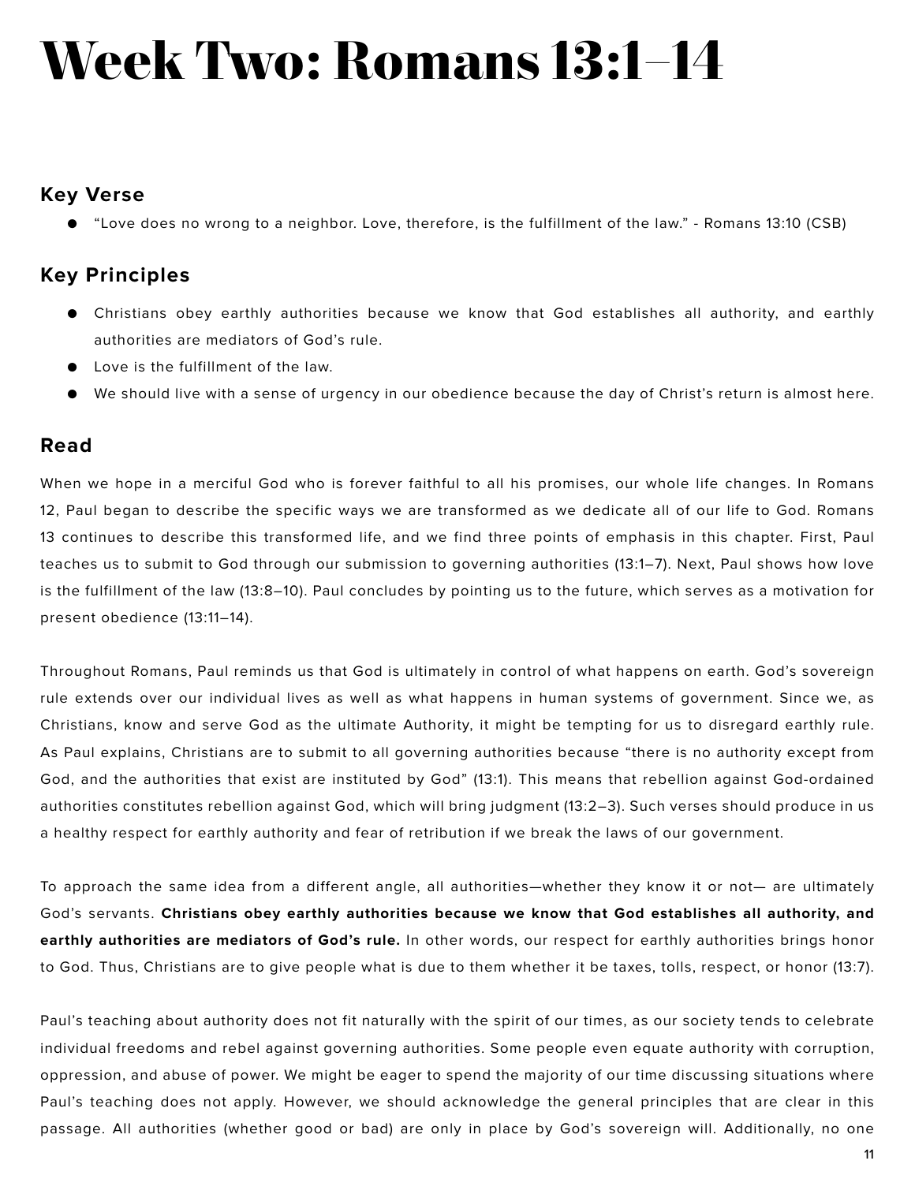# Week Two: Romans 13:1–14

## Key Verse

- "Love does no wrong to a neighbor. Love, therefore, is the fulfillment of the law." - Romans 13:10 (CSB)

## Key Principles

- Christians obey earthly authorities because we know that God establishes all authority, and earthly authorities are mediators of God's rule.
- Love is the fulfillment of the law.
- We should live with a sense of urgency in our obedience because the day of Christ's return is almost here.

## Read

When we hope in a merciful God who is forever faithful to all his promises, our whole life changes. In Romans 12, Paul began to describe the specific ways we are transformed as we dedicate all of our life to God. Romans 13 continues to describe this transformed life, and we find three points of emphasis in this chapter. First, Paul teaches us to submit to God through our submission to governing authorities (13:1–7). Next, Paul shows how love is the fulfillment of the law (13:8–10). Paul concludes by pointing us to the future, which serves as a motivation for present obedience (13:11–14).

Throughout Romans, Paul reminds us that God is ultimately in control of what happens on earth. God's sovereign rule extends over our individual lives as well as what happens in human systems of government. Since we, as Christians, know and serve God as the ultimate Authority, it might be tempting for us to disregard earthly rule. As Paul explains, Christians are to submit to all governing authorities because "there is no authority except from God, and the authorities that exist are instituted by God" (13:1). This means that rebellion against God-ordained authorities constitutes rebellion against God, which will bring judgment (13:2–3). Such verses should produce in us a healthy respect for earthly authority and fear of retribution if we break the laws of our government.

To approach the same idea from a different angle, all authorities—whether they know it or not— are ultimately God's servants. **Christians obey earthly authorities because we know that God establishes all authority, and earthly authorities are mediators of God's rule.** In other words, our respect for earthly authorities brings honor to God. Thus, Christians are to give people what is due to them whether it be taxes, tolls, respect, or honor (13:7).

Paul's teaching about authority does not fit naturally with the spirit of our times, as our society tends to celebrate individual freedoms and rebel against governing authorities. Some people even equate authority with corruption, oppression, and abuse of power. We might be eager to spend the majority of our time discussing situations where Paul's teaching does not apply. However, we should acknowledge the general principles that are clear in this passage. All authorities (whether good or bad) are only in place by God's sovereign will. Additionally, no one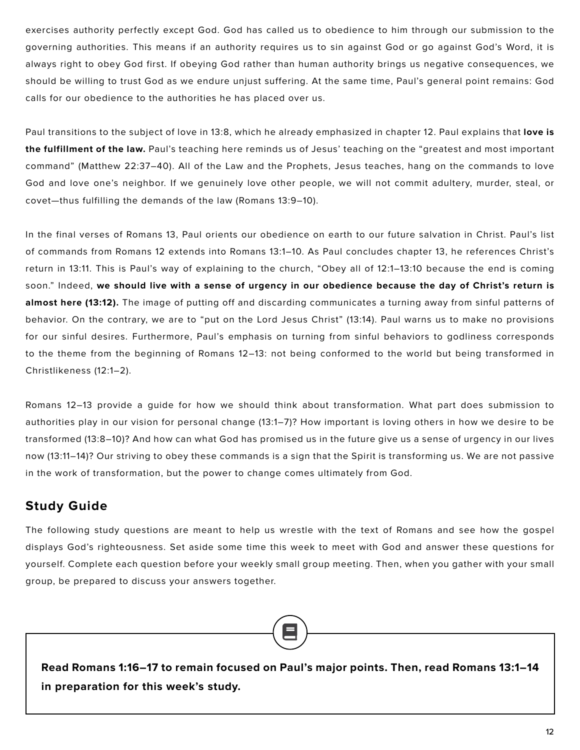exercises authority perfectly except God. God has called us to obedience to him through our submission to the governing authorities. This means if an authority requires us to sin against God or go against God's Word, it is always right to obey God first. If obeying God rather than human authority brings us negative consequences, we should be willing to trust God as we endure unjust suffering. At the same time, Paul's general point remains: God calls for our obedience to the authorities he has placed over us.

Paul transitions to the subject of love in 13:8, which he already emphasized in chapter 12. Paul explains that **love is the fulfillment of the law.** Paul's teaching here reminds us of Jesus' teaching on the "greatest and most important command" (Matthew 22:37–40). All of the Law and the Prophets, Jesus teaches, hang on the commands to love God and love one's neighbor. If we genuinely love other people, we will not commit adultery, murder, steal, or covet—thus fulfilling the demands of the law (Romans 13:9–10).

In the final verses of Romans 13, Paul orients our obedience on earth to our future salvation in Christ. Paul's list of commands from Romans 12 extends into Romans 13:1–10. As Paul concludes chapter 13, he references Christ's return in 13:11. This is Paul's way of explaining to the church, "Obey all of 12:1–13:10 because the end is coming soon." Indeed, **we should live with a sense of urgency in our obedience because the day of Christ's return is almost here (13:12).** The image of putting off and discarding communicates a turning away from sinful patterns of behavior. On the contrary, we are to "put on the Lord Jesus Christ" (13:14). Paul warns us to make no provisions for our sinful desires. Furthermore, Paul's emphasis on turning from sinful behaviors to godliness corresponds to the theme from the beginning of Romans 12–13: not being conformed to the world but being transformed in Christlikeness (12:1–2).

Romans 12–13 provide a guide for how we should think about transformation. What part does submission to authorities play in our vision for personal change (13:1–7)? How important is loving others in how we desire to be transformed (13:8–10)? And how can what God has promised us in the future give us a sense of urgency in our lives now (13:11–14)? Our striving to obey these commands is a sign that the Spirit is transforming us. We are not passive in the work of transformation, but the power to change comes ultimately from God.

## Study Guide

The following study questions are meant to help us wrestle with the text of Romans and see how the gospel displays God's righteousness. Set aside some time this week to meet with God and answer these questions for yourself. Complete each question before your weekly small group meeting. Then, when you gather with your small group, be prepared to discuss your answers together.

**Read Romans 1:16–17 to remain focused on Paul's major points. Then, read Romans 13:1–14 in preparation for this week's study.**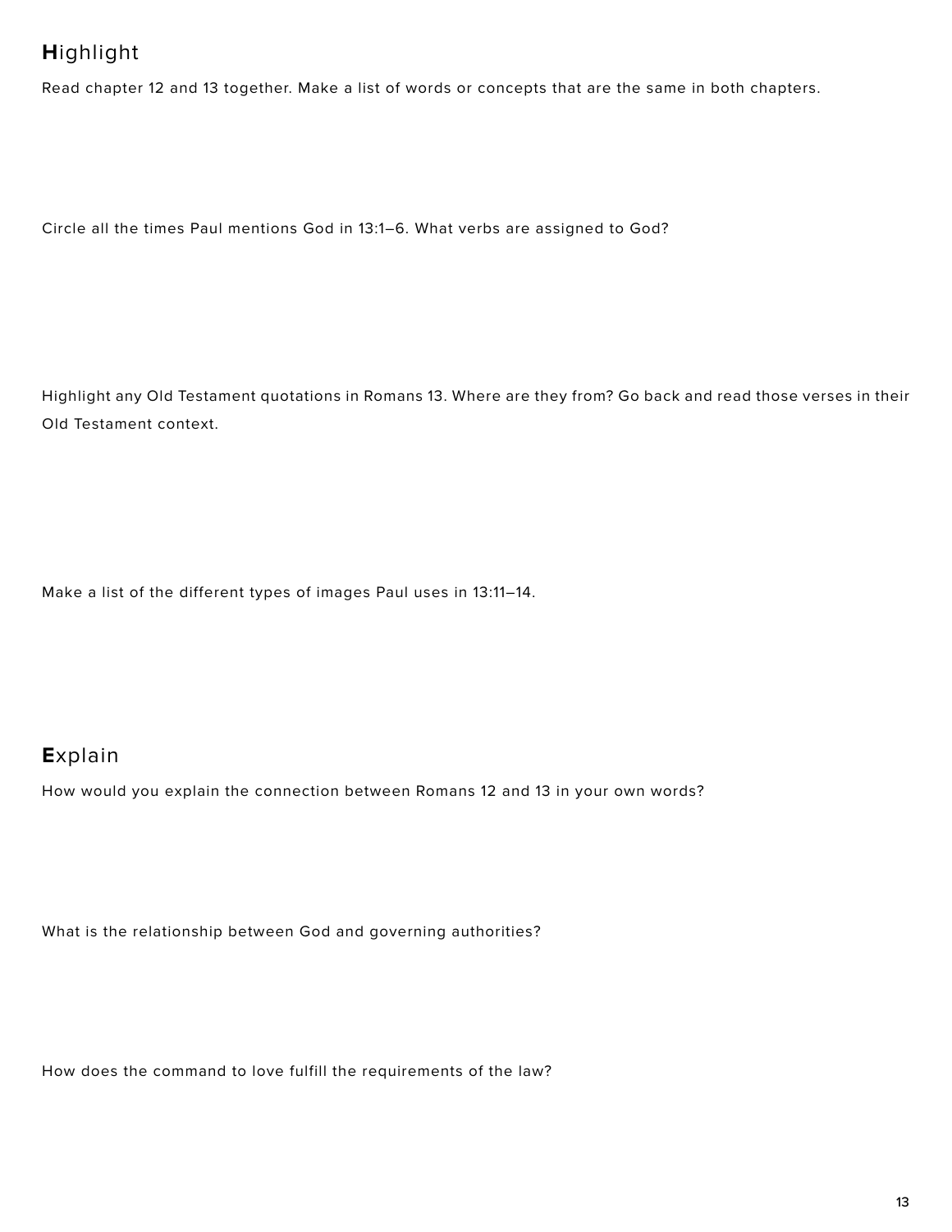## **H**ighlight

Read chapter 12 and 13 together. Make a list of words or concepts that are the same in both chapters.

Circle all the times Paul mentions God in 13:1–6. What verbs are assigned to God?

Highlight any Old Testament quotations in Romans 13. Where are they from? Go back and read those verses in their Old Testament context.

Make a list of the different types of images Paul uses in 13:11–14.

## **E**xplain

How would you explain the connection between Romans 12 and 13 in your own words?

What is the relationship between God and governing authorities?

How does the command to love fulfill the requirements of the law?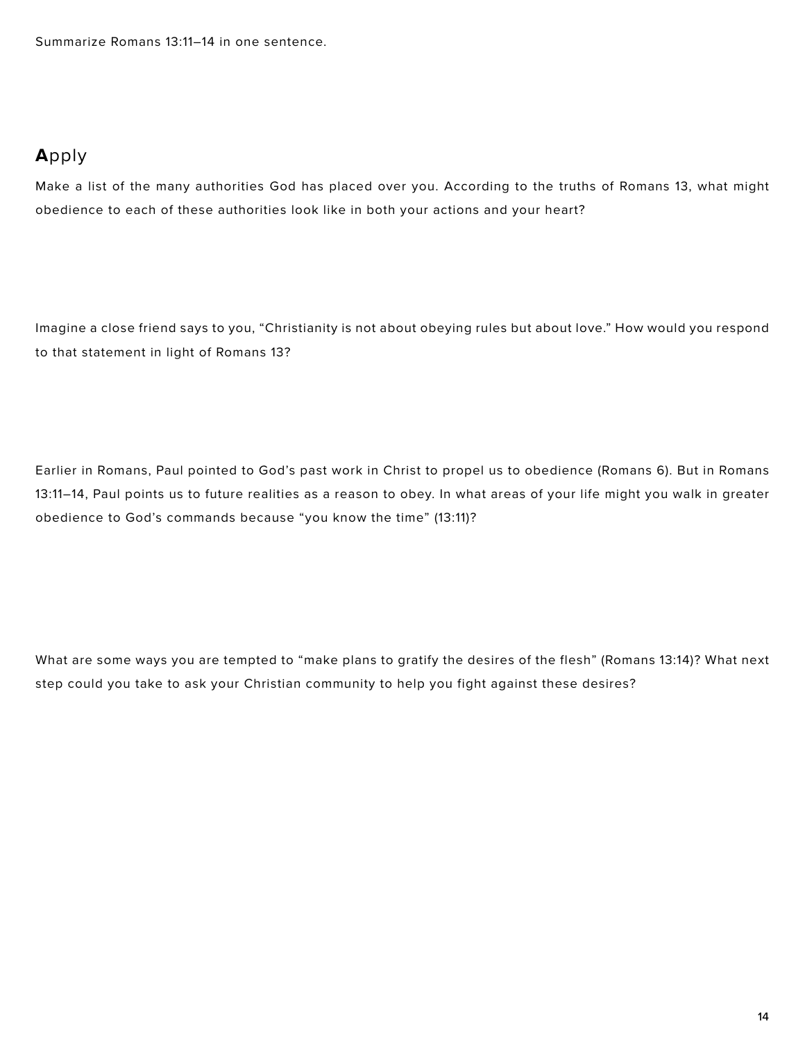Summarize Romans 13:11–14 in one sentence.

## **A**pply

Make a list of the many authorities God has placed over you. According to the truths of Romans 13, what might obedience to each of these authorities look like in both your actions and your heart?

Imagine a close friend says to you, "Christianity is not about obeying rules but about love." How would you respond to that statement in light of Romans 13?

Earlier in Romans, Paul pointed to God's past work in Christ to propel us to obedience (Romans 6). But in Romans 13:11–14, Paul points us to future realities as a reason to obey. In what areas of your life might you walk in greater obedience to God's commands because "you know the time" (13:11)?

What are some ways you are tempted to "make plans to gratify the desires of the flesh" (Romans 13:14)? What next step could you take to ask your Christian community to help you fight against these desires?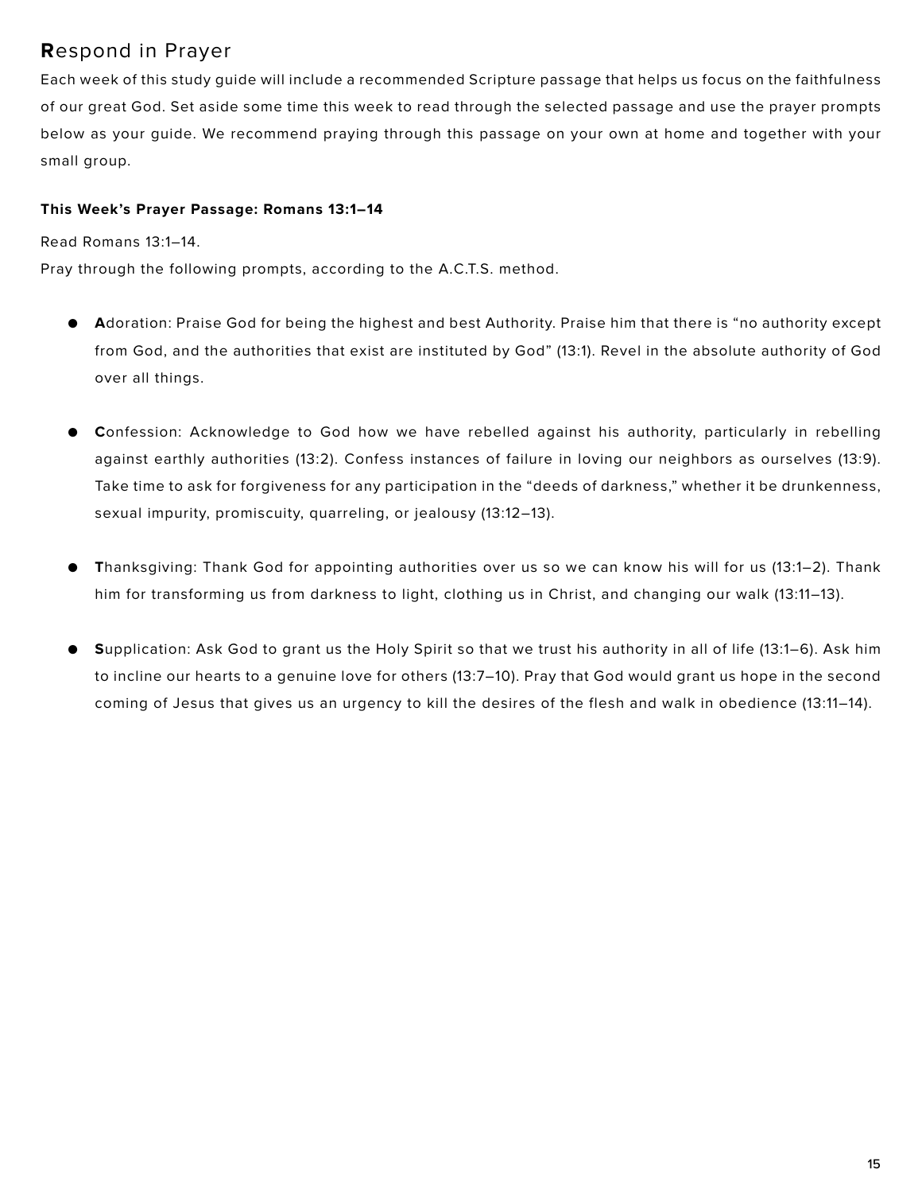## **R**espond in Prayer

Each week of this study guide will include a recommended Scripture passage that helps us focus on the faithfulness of our great God. Set aside some time this week to read through the selected passage and use the prayer prompts below as your guide. We recommend praying through this passage on your own at home and together with your small group.

**This Week's Prayer Passage: Romans 13:1–14**

Read Romans 13:1–14.

Pray through the following prompts, according to the A.C.T.S. method.

- **A**doration: Praise God for being the highest and best Authority. Praise him that there is "no authority except from God, and the authorities that exist are instituted by God" (13:1). Revel in the absolute authority of God over all things.

- **C**onfession: Acknowledge to God how we have rebelled against his authority, particularly in rebelling against earthly authorities (13:2). Confess instances of failure in loving our neighbors as ourselves (13:9). Take time to ask for forgiveness for any participation in the "deeds of darkness," whether it be drunkenness, sexual impurity, promiscuity, quarreling, or jealousy (13:12–13).

- **T**hanksgiving: Thank God for appointing authorities over us so we can know his will for us (13:1–2). Thank him for transforming us from darkness to light, clothing us in Christ, and changing our walk (13:11–13).

- **S**upplication: Ask God to grant us the Holy Spirit so that we trust his authority in all of life (13:1–6). Ask him to incline our hearts to a genuine love for others (13:7–10). Pray that God would grant us hope in the second coming of Jesus that gives us an urgency to kill the desires of the flesh and walk in obedience (13:11–14).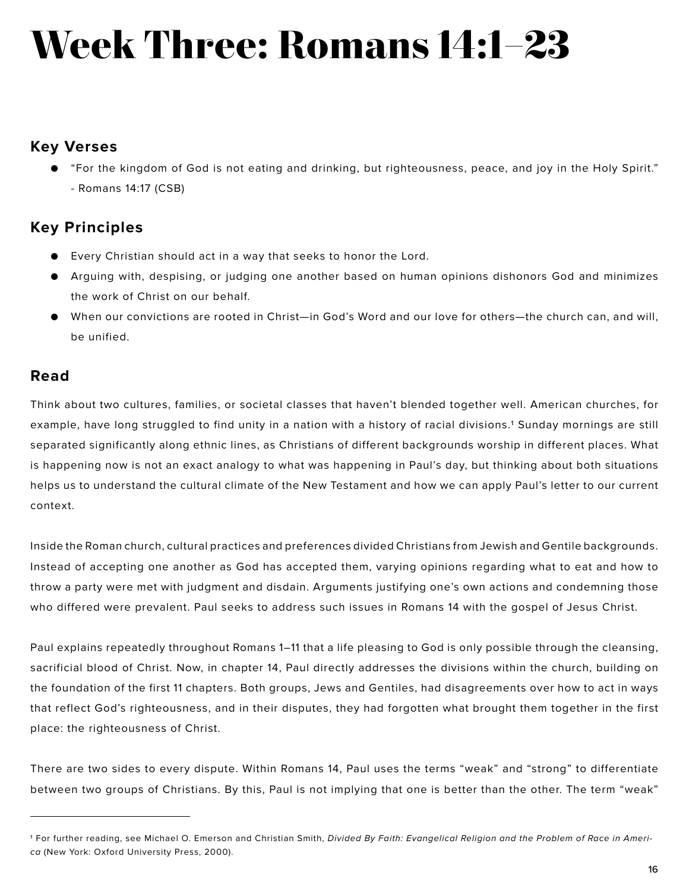# Week Three: Romans 14:1–23

## Key Verses

- "For the kingdom of God is not eating and drinking, but righteousness, peace, and joy in the Holy Spirit." - Romans 14:17 (CSB)

## Key Principles

- Every Christian should act in a way that seeks to honor the Lord.
- Arguing with, despising, or judging one another based on human opinions dishonors God and minimizes the work of Christ on our behalf.
- When our convictions are rooted in Christ—in God's Word and our love for others—the church can, and will, be unified.

## Read

Think about two cultures, families, or societal classes that haven't blended together well. American churches, for example, have long struggled to find unity in a nation with a history of racial divisions.[1] Sunday mornings are still separated significantly along ethnic lines, as Christians of different backgrounds worship in different places. What is happening now is not an exact analogy to what was happening in Paul's day, but thinking about both situations helps us to understand the cultural climate of the New Testament and how we can apply Paul's letter to our current context.

Inside the Roman church, cultural practices and preferences divided Christians from Jewish and Gentile backgrounds. Instead of accepting one another as God has accepted them, varying opinions regarding what to eat and how to throw a party were met with judgment and disdain. Arguments justifying one's own actions and condemning those who differed were prevalent. Paul seeks to address such issues in Romans 14 with the gospel of Jesus Christ.

Paul explains repeatedly throughout Romans 1–11 that a life pleasing to God is only possible through the cleansing, sacrificial blood of Christ. Now, in chapter 14, Paul directly addresses the divisions within the church, building on the foundation of the first 11 chapters. Both groups, Jews and Gentiles, had disagreements over how to act in ways that reflect God's righteousness, and in their disputes, they had forgotten what brought them together in the first place: the righteousness of Christ.

There are two sides to every dispute. Within Romans 14, Paul uses the terms "weak" and "strong" to differentiate between two groups of Christians. By this, Paul is not implying that one is better than the other. The term "weak"

---

[1] For further reading, see Michael O. Emerson and Christian Smith, *Divided By Faith: Evangelical Religion and the Problem of Race in America* (New York: Oxford University Press, 2000).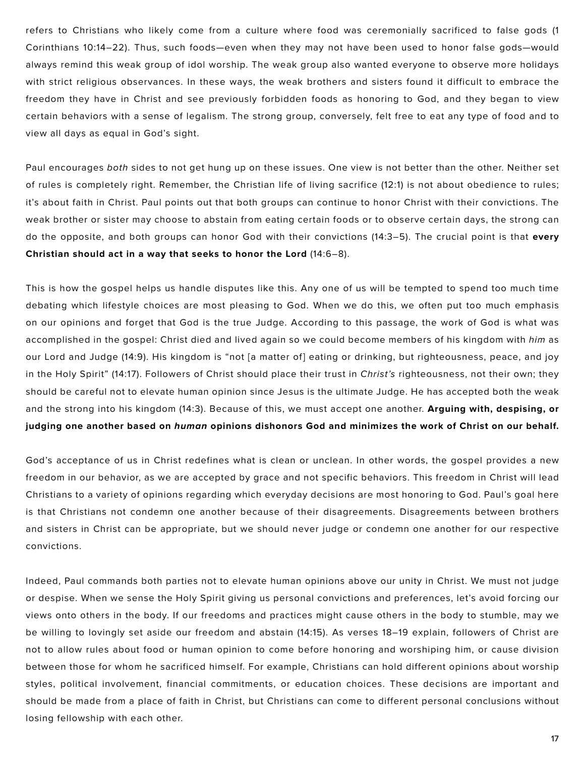refers to Christians who likely come from a culture where food was ceremonially sacrificed to false gods (1 Corinthians 10:14–22). Thus, such foods—even when they may not have been used to honor false gods—would always remind this weak group of idol worship. The weak group also wanted everyone to observe more holidays with strict religious observances. In these ways, the weak brothers and sisters found it difficult to embrace the freedom they have in Christ and see previously forbidden foods as honoring to God, and they began to view certain behaviors with a sense of legalism. The strong group, conversely, felt free to eat any type of food and to view all days as equal in God's sight.

Paul encourages *both* sides to not get hung up on these issues. One view is not better than the other. Neither set of rules is completely right. Remember, the Christian life of living sacrifice (12:1) is not about obedience to rules; it's about faith in Christ. Paul points out that both groups can continue to honor Christ with their convictions. The weak brother or sister may choose to abstain from eating certain foods or to observe certain days, the strong can do the opposite, and both groups can honor God with their convictions (14:3–5). The crucial point is that **every Christian should act in a way that seeks to honor the Lord** (14:6–8).

This is how the gospel helps us handle disputes like this. Any one of us will be tempted to spend too much time debating which lifestyle choices are most pleasing to God. When we do this, we often put too much emphasis on our opinions and forget that God is the true Judge. According to this passage, the work of God is what was accomplished in the gospel: Christ died and lived again so we could become members of his kingdom with *him* as our Lord and Judge (14:9). His kingdom is "not [a matter of] eating or drinking, but righteousness, peace, and joy in the Holy Spirit" (14:17). Followers of Christ should place their trust in *Christ's* righteousness, not their own; they should be careful not to elevate human opinion since Jesus is the ultimate Judge. He has accepted both the weak and the strong into his kingdom (14:3). Because of this, we must accept one another. **Arguing with, despising, or judging one another based on *human* opinions dishonors God and minimizes the work of Christ on our behalf.**

God's acceptance of us in Christ redefines what is clean or unclean. In other words, the gospel provides a new freedom in our behavior, as we are accepted by grace and not specific behaviors. This freedom in Christ will lead Christians to a variety of opinions regarding which everyday decisions are most honoring to God. Paul's goal here is that Christians not condemn one another because of their disagreements. Disagreements between brothers and sisters in Christ can be appropriate, but we should never judge or condemn one another for our respective convictions.

Indeed, Paul commands both parties not to elevate human opinions above our unity in Christ. We must not judge or despise. When we sense the Holy Spirit giving us personal convictions and preferences, let's avoid forcing our views onto others in the body. If our freedoms and practices might cause others in the body to stumble, may we be willing to lovingly set aside our freedom and abstain (14:15). As verses 18–19 explain, followers of Christ are not to allow rules about food or human opinion to come before honoring and worshiping him, or cause division between those for whom he sacrificed himself. For example, Christians can hold different opinions about worship styles, political involvement, financial commitments, or education choices. These decisions are important and should be made from a place of faith in Christ, but Christians can come to different personal conclusions without losing fellowship with each other.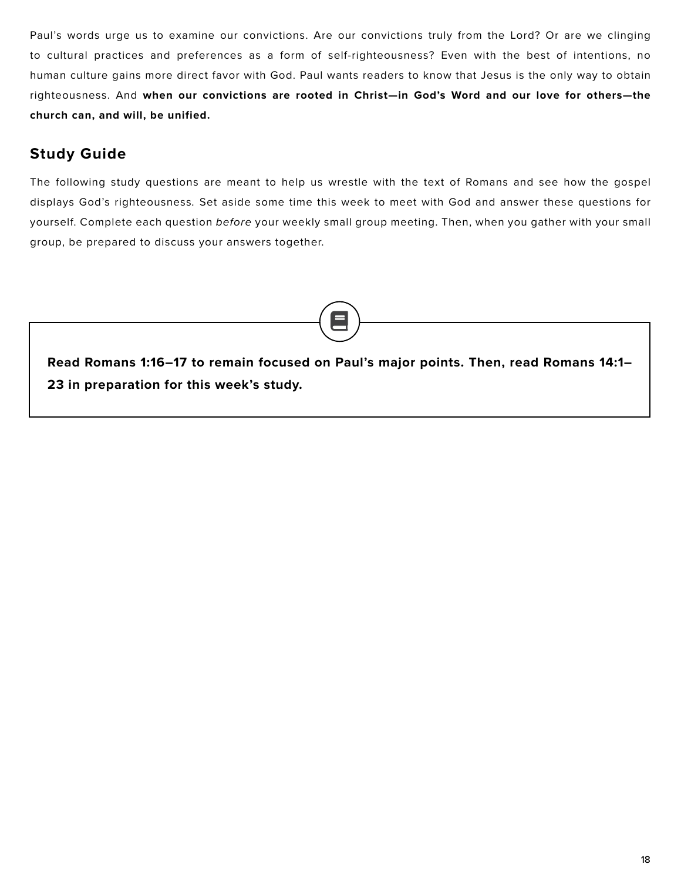Paul's words urge us to examine our convictions. Are our convictions truly from the Lord? Or are we clinging to cultural practices and preferences as a form of self-righteousness? Even with the best of intentions, no human culture gains more direct favor with God. Paul wants readers to know that Jesus is the only way to obtain righteousness. And **when our convictions are rooted in Christ—in God's Word and our love for others—the church can, and will, be unified.**

## Study Guide

The following study questions are meant to help us wrestle with the text of Romans and see how the gospel displays God's righteousness. Set aside some time this week to meet with God and answer these questions for yourself. Complete each question *before* your weekly small group meeting. Then, when you gather with your small group, be prepared to discuss your answers together.

**Read Romans 1:16–17 to remain focused on Paul's major points. Then, read Romans 14:1–23 in preparation for this week's study.**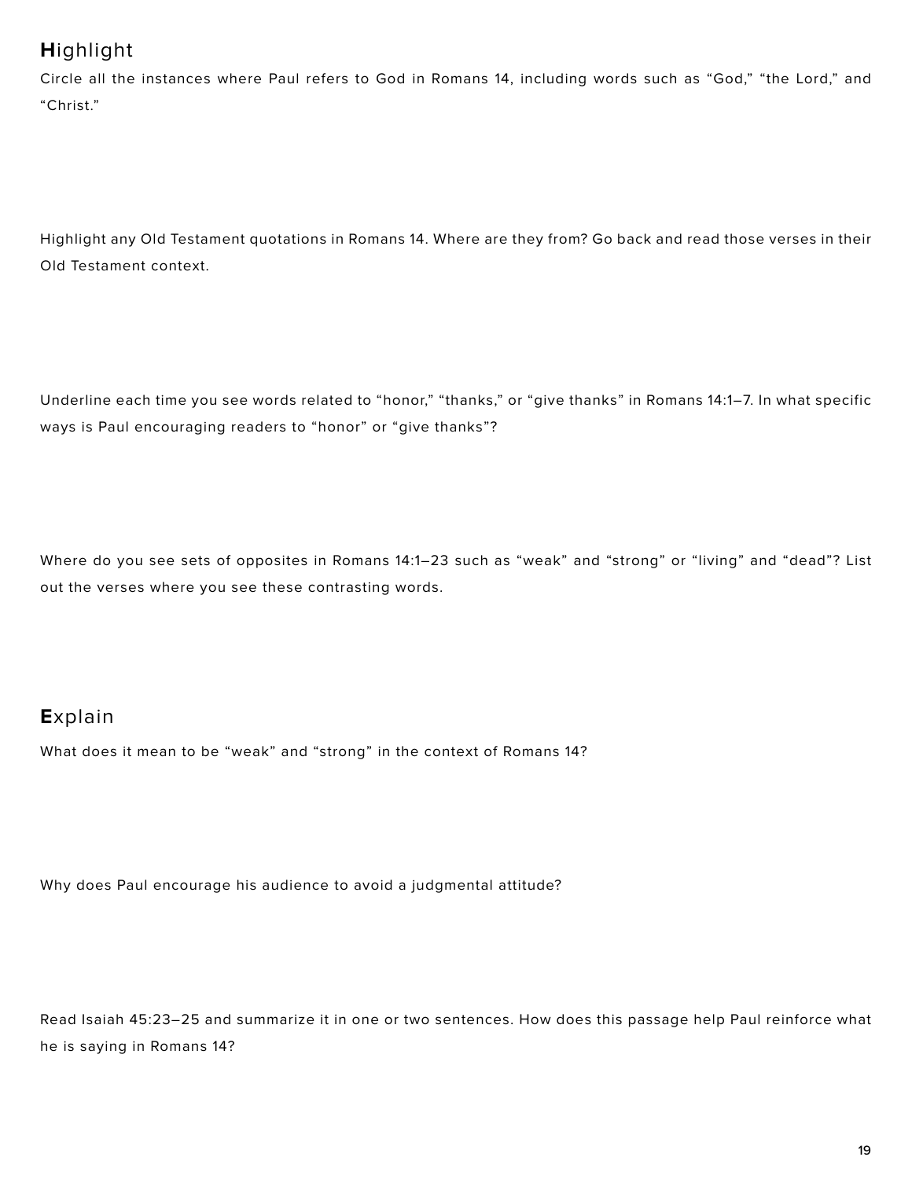## **H**ighlight

Circle all the instances where Paul refers to God in Romans 14, including words such as “God,” “the Lord,” and “Christ.”

Highlight any Old Testament quotations in Romans 14. Where are they from? Go back and read those verses in their Old Testament context.

Underline each time you see words related to “honor,” “thanks,” or “give thanks” in Romans 14:1–7. In what specific ways is Paul encouraging readers to “honor” or “give thanks”?

Where do you see sets of opposites in Romans 14:1–23 such as “weak” and “strong” or “living” and “dead”? List out the verses where you see these contrasting words.

## **E**xplain

What does it mean to be “weak” and “strong” in the context of Romans 14?

Why does Paul encourage his audience to avoid a judgmental attitude?

Read Isaiah 45:23–25 and summarize it in one or two sentences. How does this passage help Paul reinforce what he is saying in Romans 14?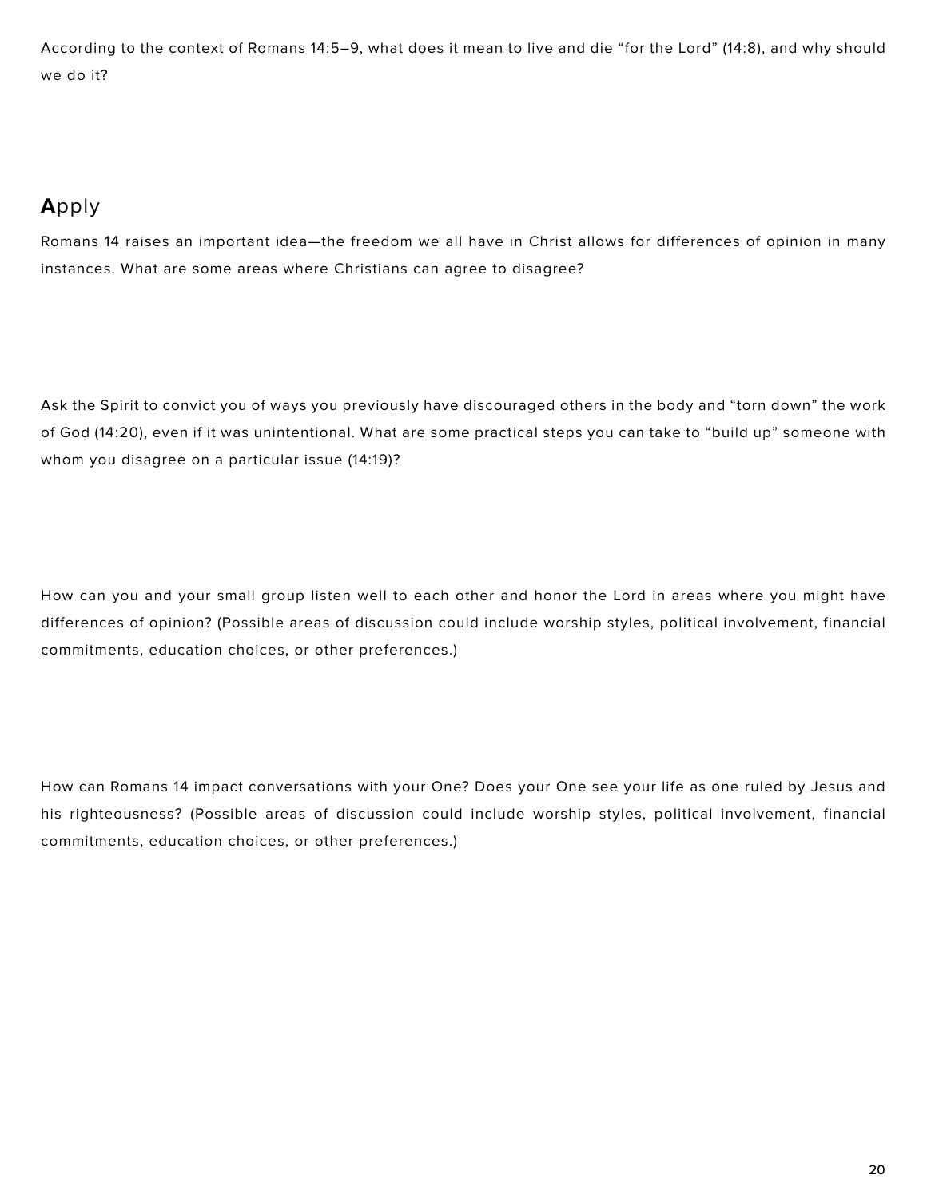According to the context of Romans 14:5–9, what does it mean to live and die "for the Lord" (14:8), and why should we do it?

## **A**pply

Romans 14 raises an important idea—the freedom we all have in Christ allows for differences of opinion in many instances. What are some areas where Christians can agree to disagree?

Ask the Spirit to convict you of ways you previously have discouraged others in the body and "torn down" the work of God (14:20), even if it was unintentional. What are some practical steps you can take to "build up" someone with whom you disagree on a particular issue (14:19)?

How can you and your small group listen well to each other and honor the Lord in areas where you might have differences of opinion? (Possible areas of discussion could include worship styles, political involvement, financial commitments, education choices, or other preferences.)

How can Romans 14 impact conversations with your One? Does your One see your life as one ruled by Jesus and his righteousness? (Possible areas of discussion could include worship styles, political involvement, financial commitments, education choices, or other preferences.)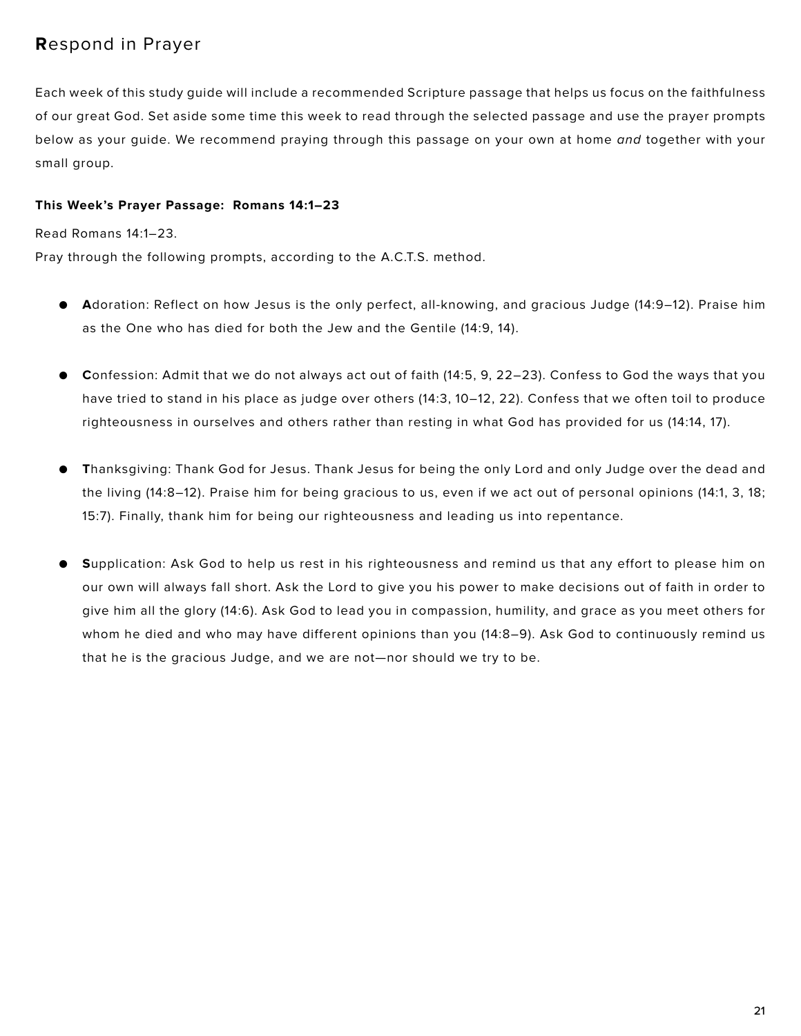## **R**espond in Prayer

Each week of this study guide will include a recommended Scripture passage that helps us focus on the faithfulness of our great God. Set aside some time this week to read through the selected passage and use the prayer prompts below as your guide. We recommend praying through this passage on your own at home *and* together with your small group.

**This Week's Prayer Passage: Romans 14:1–23**

Read Romans 14:1–23.

Pray through the following prompts, according to the A.C.T.S. method.

- **A**doration: Reflect on how Jesus is the only perfect, all-knowing, and gracious Judge (14:9–12). Praise him as the One who has died for both the Jew and the Gentile (14:9, 14).

- **C**onfession: Admit that we do not always act out of faith (14:5, 9, 22–23). Confess to God the ways that you have tried to stand in his place as judge over others (14:3, 10–12, 22). Confess that we often toil to produce righteousness in ourselves and others rather than resting in what God has provided for us (14:14, 17).

- **T**hanksgiving: Thank God for Jesus. Thank Jesus for being the only Lord and only Judge over the dead and the living (14:8–12). Praise him for being gracious to us, even if we act out of personal opinions (14:1, 3, 18; 15:7). Finally, thank him for being our righteousness and leading us into repentance.

- **S**upplication: Ask God to help us rest in his righteousness and remind us that any effort to please him on our own will always fall short. Ask the Lord to give you his power to make decisions out of faith in order to give him all the glory (14:6). Ask God to lead you in compassion, humility, and grace as you meet others for whom he died and who may have different opinions than you (14:8–9). Ask God to continuously remind us that he is the gracious Judge, and we are not—nor should we try to be.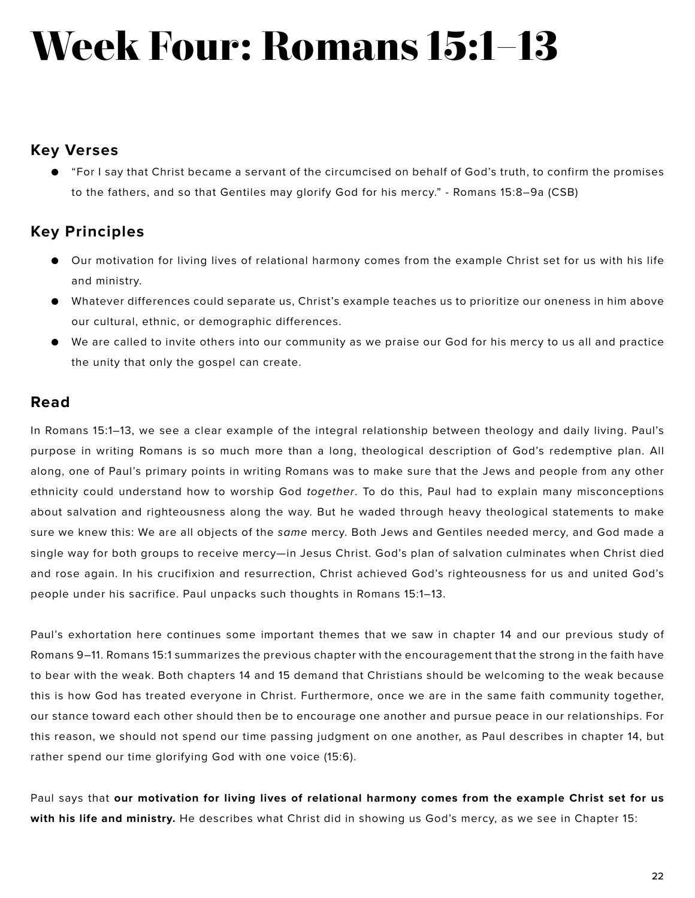# Week Four: Romans 15:1–13

## Key Verses

- “For I say that Christ became a servant of the circumcised on behalf of God’s truth, to confirm the promises to the fathers, and so that Gentiles may glorify God for his mercy.” - Romans 15:8–9a (CSB)

## Key Principles

- Our motivation for living lives of relational harmony comes from the example Christ set for us with his life and ministry.
- Whatever differences could separate us, Christ’s example teaches us to prioritize our oneness in him above our cultural, ethnic, or demographic differences.
- We are called to invite others into our community as we praise our God for his mercy to us all and practice the unity that only the gospel can create.

## Read

In Romans 15:1–13, we see a clear example of the integral relationship between theology and daily living. Paul’s purpose in writing Romans is so much more than a long, theological description of God’s redemptive plan. All along, one of Paul’s primary points in writing Romans was to make sure that the Jews and people from any other ethnicity could understand how to worship God *together*. To do this, Paul had to explain many misconceptions about salvation and righteousness along the way. But he waded through heavy theological statements to make sure we knew this: We are all objects of the *same* mercy. Both Jews and Gentiles needed mercy, and God made a single way for both groups to receive mercy—in Jesus Christ. God’s plan of salvation culminates when Christ died and rose again. In his crucifixion and resurrection, Christ achieved God’s righteousness for us and united God’s people under his sacrifice. Paul unpacks such thoughts in Romans 15:1–13.

Paul’s exhortation here continues some important themes that we saw in chapter 14 and our previous study of Romans 9–11. Romans 15:1 summarizes the previous chapter with the encouragement that the strong in the faith have to bear with the weak. Both chapters 14 and 15 demand that Christians should be welcoming to the weak because this is how God has treated everyone in Christ. Furthermore, once we are in the same faith community together, our stance toward each other should then be to encourage one another and pursue peace in our relationships. For this reason, we should not spend our time passing judgment on one another, as Paul describes in chapter 14, but rather spend our time glorifying God with one voice (15:6).

Paul says that **our motivation for living lives of relational harmony comes from the example Christ set for us with his life and ministry.** He describes what Christ did in showing us God’s mercy, as we see in Chapter 15: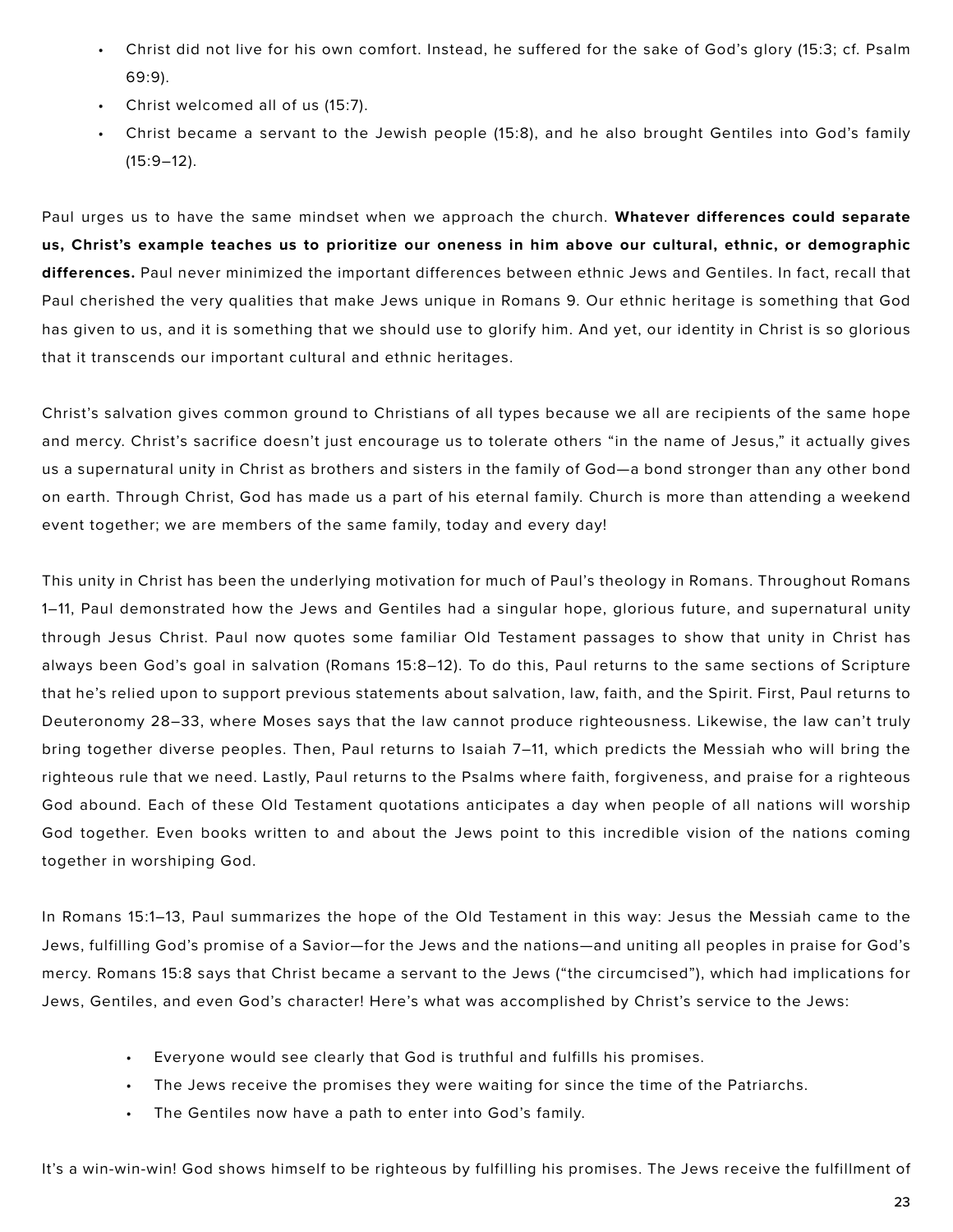- Christ did not live for his own comfort. Instead, he suffered for the sake of God's glory (15:3; cf. Psalm 69:9).
- Christ welcomed all of us (15:7).
- Christ became a servant to the Jewish people (15:8), and he also brought Gentiles into God's family (15:9–12).

Paul urges us to have the same mindset when we approach the church. **Whatever differences could separate us, Christ's example teaches us to prioritize our oneness in him above our cultural, ethnic, or demographic differences.** Paul never minimized the important differences between ethnic Jews and Gentiles. In fact, recall that Paul cherished the very qualities that make Jews unique in Romans 9. Our ethnic heritage is something that God has given to us, and it is something that we should use to glorify him. And yet, our identity in Christ is so glorious that it transcends our important cultural and ethnic heritages.

Christ's salvation gives common ground to Christians of all types because we all are recipients of the same hope and mercy. Christ's sacrifice doesn't just encourage us to tolerate others "in the name of Jesus," it actually gives us a supernatural unity in Christ as brothers and sisters in the family of God—a bond stronger than any other bond on earth. Through Christ, God has made us a part of his eternal family. Church is more than attending a weekend event together; we are members of the same family, today and every day!

This unity in Christ has been the underlying motivation for much of Paul's theology in Romans. Throughout Romans 1–11, Paul demonstrated how the Jews and Gentiles had a singular hope, glorious future, and supernatural unity through Jesus Christ. Paul now quotes some familiar Old Testament passages to show that unity in Christ has always been God's goal in salvation (Romans 15:8–12). To do this, Paul returns to the same sections of Scripture that he's relied upon to support previous statements about salvation, law, faith, and the Spirit. First, Paul returns to Deuteronomy 28–33, where Moses says that the law cannot produce righteousness. Likewise, the law can't truly bring together diverse peoples. Then, Paul returns to Isaiah 7–11, which predicts the Messiah who will bring the righteous rule that we need. Lastly, Paul returns to the Psalms where faith, forgiveness, and praise for a righteous God abound. Each of these Old Testament quotations anticipates a day when people of all nations will worship God together. Even books written to and about the Jews point to this incredible vision of the nations coming together in worshiping God.

In Romans 15:1–13, Paul summarizes the hope of the Old Testament in this way: Jesus the Messiah came to the Jews, fulfilling God's promise of a Savior—for the Jews and the nations—and uniting all peoples in praise for God's mercy. Romans 15:8 says that Christ became a servant to the Jews ("the circumcised"), which had implications for Jews, Gentiles, and even God's character! Here's what was accomplished by Christ's service to the Jews:

- Everyone would see clearly that God is truthful and fulfills his promises.
- The Jews receive the promises they were waiting for since the time of the Patriarchs.
- The Gentiles now have a path to enter into God's family.

It's a win-win-win! God shows himself to be righteous by fulfilling his promises. The Jews receive the fulfillment of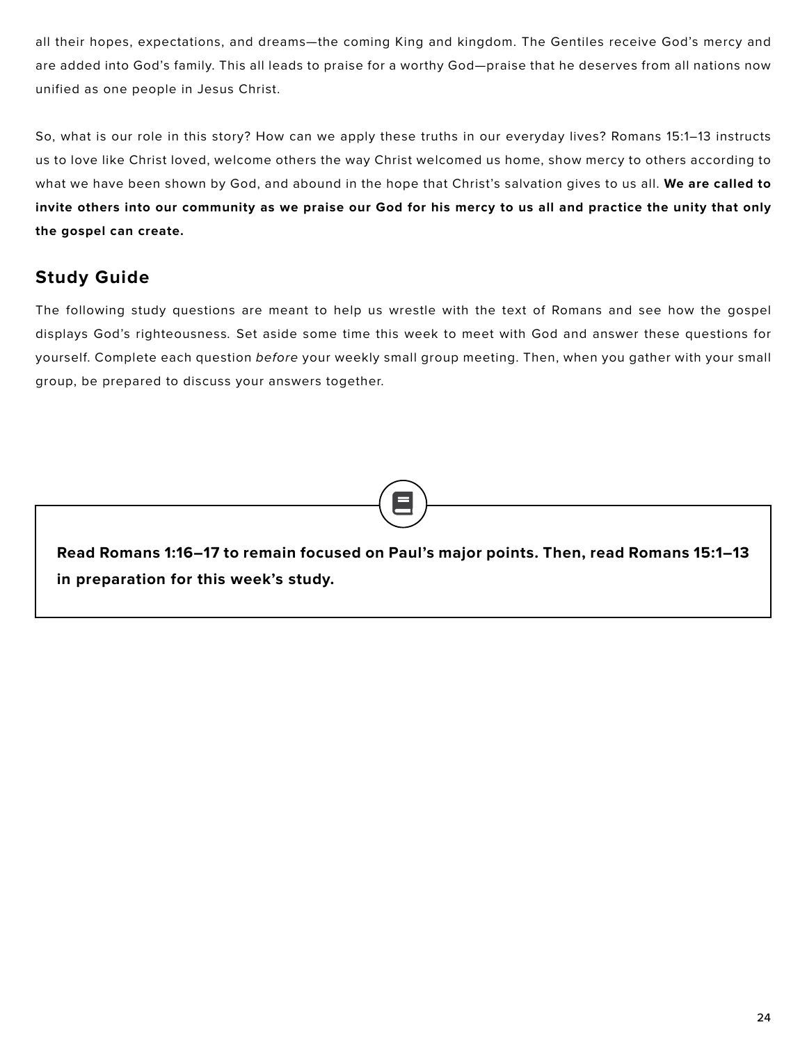all their hopes, expectations, and dreams—the coming King and kingdom. The Gentiles receive God's mercy and are added into God's family. This all leads to praise for a worthy God—praise that he deserves from all nations now unified as one people in Jesus Christ.

So, what is our role in this story? How can we apply these truths in our everyday lives? Romans 15:1–13 instructs us to love like Christ loved, welcome others the way Christ welcomed us home, show mercy to others according to what we have been shown by God, and abound in the hope that Christ's salvation gives to us all. **We are called to invite others into our community as we praise our God for his mercy to us all and practice the unity that only the gospel can create.**

## Study Guide

The following study questions are meant to help us wrestle with the text of Romans and see how the gospel displays God's righteousness. Set aside some time this week to meet with God and answer these questions for yourself. Complete each question *before* your weekly small group meeting. Then, when you gather with your small group, be prepared to discuss your answers together.

**Read Romans 1:16–17 to remain focused on Paul's major points. Then, read Romans 15:1–13 in preparation for this week's study.**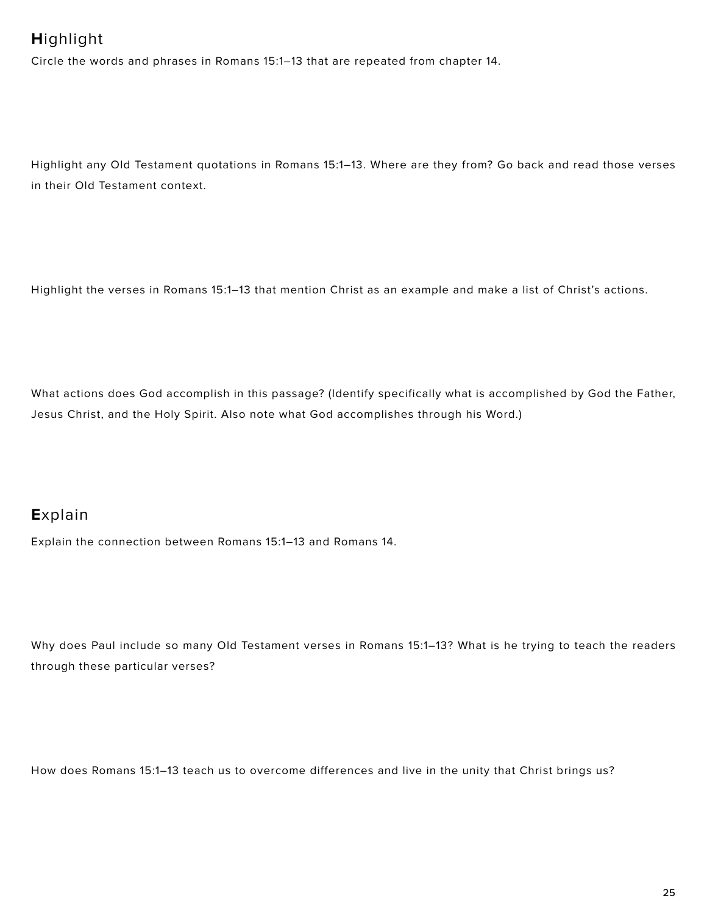## **H**ighlight

Circle the words and phrases in Romans 15:1–13 that are repeated from chapter 14.

Highlight any Old Testament quotations in Romans 15:1–13. Where are they from? Go back and read those verses in their Old Testament context.

Highlight the verses in Romans 15:1–13 that mention Christ as an example and make a list of Christ's actions.

What actions does God accomplish in this passage? (Identify specifically what is accomplished by God the Father, Jesus Christ, and the Holy Spirit. Also note what God accomplishes through his Word.)

## **E**xplain

Explain the connection between Romans 15:1–13 and Romans 14.

Why does Paul include so many Old Testament verses in Romans 15:1–13? What is he trying to teach the readers through these particular verses?

How does Romans 15:1–13 teach us to overcome differences and live in the unity that Christ brings us?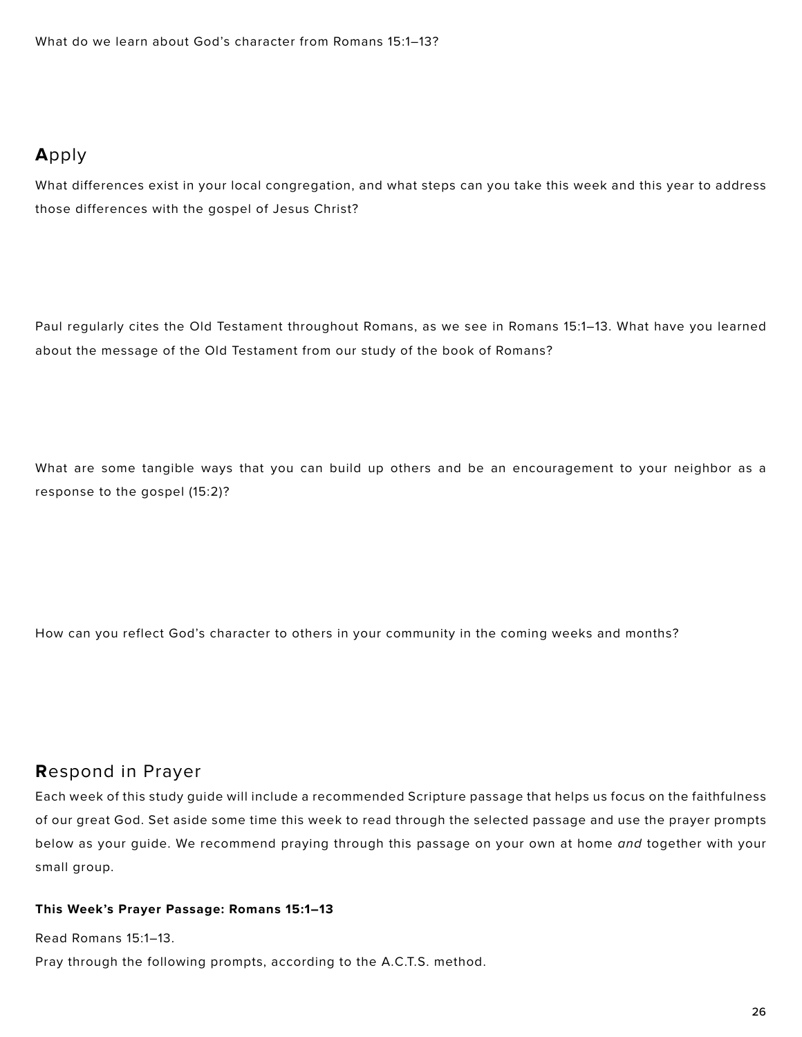What do we learn about God's character from Romans 15:1–13?

## **A**pply

What differences exist in your local congregation, and what steps can you take this week and this year to address those differences with the gospel of Jesus Christ?

Paul regularly cites the Old Testament throughout Romans, as we see in Romans 15:1–13. What have you learned about the message of the Old Testament from our study of the book of Romans?

What are some tangible ways that you can build up others and be an encouragement to your neighbor as a response to the gospel (15:2)?

How can you reflect God's character to others in your community in the coming weeks and months?

## **R**espond in Prayer

Each week of this study guide will include a recommended Scripture passage that helps us focus on the faithfulness of our great God. Set aside some time this week to read through the selected passage and use the prayer prompts below as your guide. We recommend praying through this passage on your own at home *and* together with your small group.

**This Week's Prayer Passage: Romans 15:1–13**

Read Romans 15:1–13.

Pray through the following prompts, according to the A.C.T.S. method.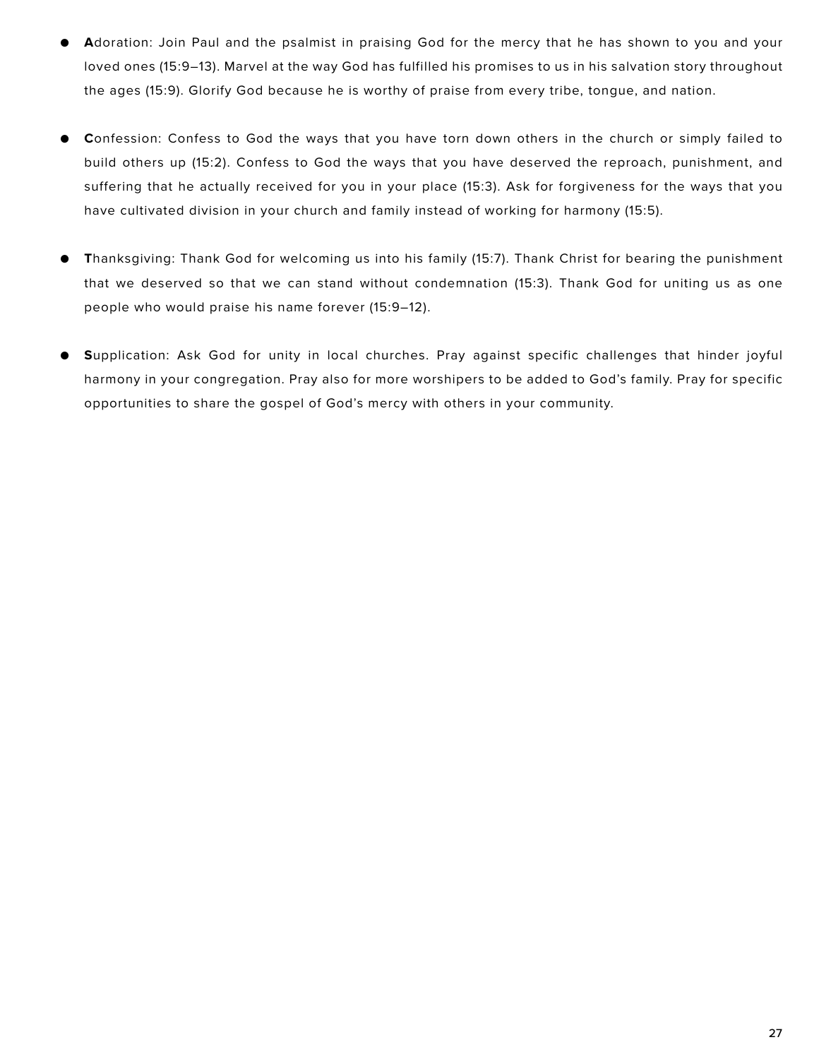- **A**doration: Join Paul and the psalmist in praising God for the mercy that he has shown to you and your loved ones (15:9–13). Marvel at the way God has fulfilled his promises to us in his salvation story throughout the ages (15:9). Glorify God because he is worthy of praise from every tribe, tongue, and nation.

- **C**onfession: Confess to God the ways that you have torn down others in the church or simply failed to build others up (15:2). Confess to God the ways that you have deserved the reproach, punishment, and suffering that he actually received for you in your place (15:3). Ask for forgiveness for the ways that you have cultivated division in your church and family instead of working for harmony (15:5).

- **T**hanksgiving: Thank God for welcoming us into his family (15:7). Thank Christ for bearing the punishment that we deserved so that we can stand without condemnation (15:3). Thank God for uniting us as one people who would praise his name forever (15:9–12).

- **S**upplication: Ask God for unity in local churches. Pray against specific challenges that hinder joyful harmony in your congregation. Pray also for more worshipers to be added to God's family. Pray for specific opportunities to share the gospel of God's mercy with others in your community.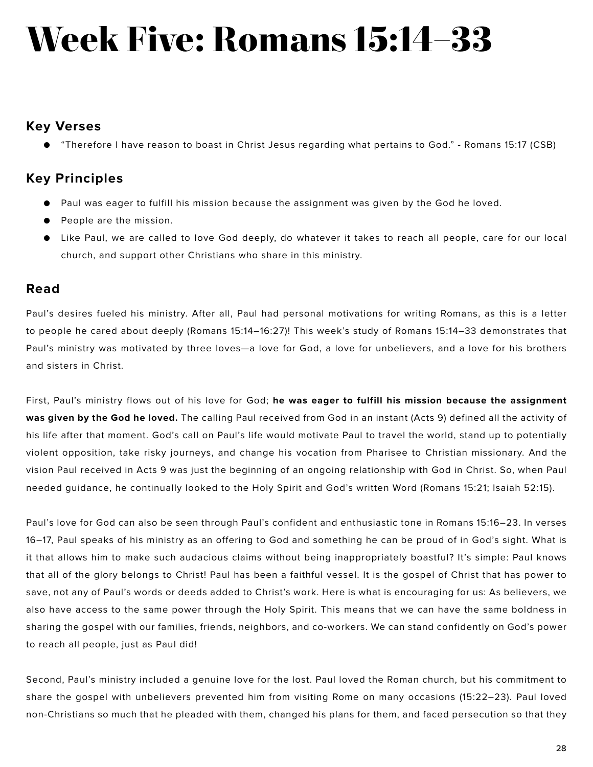# Week Five: Romans 15:14–33

## Key Verses

- “Therefore I have reason to boast in Christ Jesus regarding what pertains to God.” - Romans 15:17 (CSB)

## Key Principles

- Paul was eager to fulfill his mission because the assignment was given by the God he loved.
- People are the mission.
- Like Paul, we are called to love God deeply, do whatever it takes to reach all people, care for our local church, and support other Christians who share in this ministry.

## Read

Paul’s desires fueled his ministry. After all, Paul had personal motivations for writing Romans, as this is a letter to people he cared about deeply (Romans 15:14–16:27)! This week’s study of Romans 15:14–33 demonstrates that Paul’s ministry was motivated by three loves—a love for God, a love for unbelievers, and a love for his brothers and sisters in Christ.

First, Paul’s ministry flows out of his love for God; **he was eager to fulfill his mission because the assignment was given by the God he loved.** The calling Paul received from God in an instant (Acts 9) defined all the activity of his life after that moment. God’s call on Paul’s life would motivate Paul to travel the world, stand up to potentially violent opposition, take risky journeys, and change his vocation from Pharisee to Christian missionary. And the vision Paul received in Acts 9 was just the beginning of an ongoing relationship with God in Christ. So, when Paul needed guidance, he continually looked to the Holy Spirit and God’s written Word (Romans 15:21; Isaiah 52:15).

Paul’s love for God can also be seen through Paul’s confident and enthusiastic tone in Romans 15:16–23. In verses 16–17, Paul speaks of his ministry as an offering to God and something he can be proud of in God’s sight. What is it that allows him to make such audacious claims without being inappropriately boastful? It’s simple: Paul knows that all of the glory belongs to Christ! Paul has been a faithful vessel. It is the gospel of Christ that has power to save, not any of Paul’s words or deeds added to Christ’s work. Here is what is encouraging for us: As believers, we also have access to the same power through the Holy Spirit. This means that we can have the same boldness in sharing the gospel with our families, friends, neighbors, and co-workers. We can stand confidently on God’s power to reach all people, just as Paul did!

Second, Paul’s ministry included a genuine love for the lost. Paul loved the Roman church, but his commitment to share the gospel with unbelievers prevented him from visiting Rome on many occasions (15:22–23). Paul loved non-Christians so much that he pleaded with them, changed his plans for them, and faced persecution so that they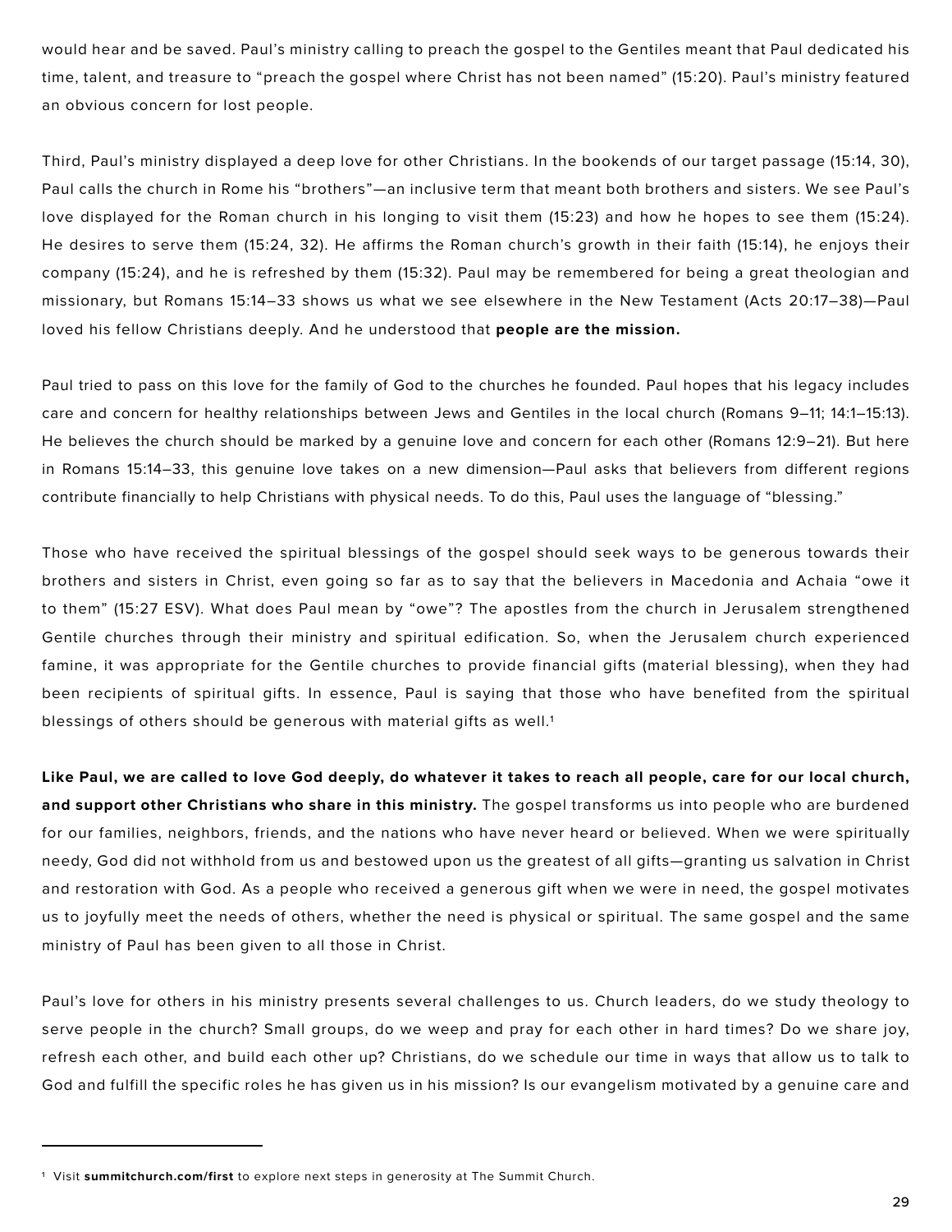would hear and be saved. Paul's ministry calling to preach the gospel to the Gentiles meant that Paul dedicated his time, talent, and treasure to "preach the gospel where Christ has not been named" (15:20). Paul's ministry featured an obvious concern for lost people.

Third, Paul's ministry displayed a deep love for other Christians. In the bookends of our target passage (15:14, 30), Paul calls the church in Rome his "brothers"—an inclusive term that meant both brothers and sisters. We see Paul's love displayed for the Roman church in his longing to visit them (15:23) and how he hopes to see them (15:24). He desires to serve them (15:24, 32). He affirms the Roman church's growth in their faith (15:14), he enjoys their company (15:24), and he is refreshed by them (15:32). Paul may be remembered for being a great theologian and missionary, but Romans 15:14–33 shows us what we see elsewhere in the New Testament (Acts 20:17–38)—Paul loved his fellow Christians deeply. And he understood that **people are the mission.**

Paul tried to pass on this love for the family of God to the churches he founded. Paul hopes that his legacy includes care and concern for healthy relationships between Jews and Gentiles in the local church (Romans 9–11; 14:1–15:13). He believes the church should be marked by a genuine love and concern for each other (Romans 12:9–21). But here in Romans 15:14–33, this genuine love takes on a new dimension—Paul asks that believers from different regions contribute financially to help Christians with physical needs. To do this, Paul uses the language of "blessing."

Those who have received the spiritual blessings of the gospel should seek ways to be generous towards their brothers and sisters in Christ, even going so far as to say that the believers in Macedonia and Achaia "owe it to them" (15:27 ESV). What does Paul mean by "owe"? The apostles from the church in Jerusalem strengthened Gentile churches through their ministry and spiritual edification. So, when the Jerusalem church experienced famine, it was appropriate for the Gentile churches to provide financial gifts (material blessing), when they had been recipients of spiritual gifts. In essence, Paul is saying that those who have benefited from the spiritual blessings of others should be generous with material gifts as well.[1]

**Like Paul, we are called to love God deeply, do whatever it takes to reach all people, care for our local church, and support other Christians who share in this ministry.** The gospel transforms us into people who are burdened for our families, neighbors, friends, and the nations who have never heard or believed. When we were spiritually needy, God did not withhold from us and bestowed upon us the greatest of all gifts—granting us salvation in Christ and restoration with God. As a people who received a generous gift when we were in need, the gospel motivates us to joyfully meet the needs of others, whether the need is physical or spiritual. The same gospel and the same ministry of Paul has been given to all those in Christ.

Paul's love for others in his ministry presents several challenges to us. Church leaders, do we study theology to serve people in the church? Small groups, do we weep and pray for each other in hard times? Do we share joy, refresh each other, and build each other up? Christians, do we schedule our time in ways that allow us to talk to God and fulfill the specific roles he has given us in his mission? Is our evangelism motivated by a genuine care and

---

[1] Visit **summitchurch.com/first** to explore next steps in generosity at The Summit Church.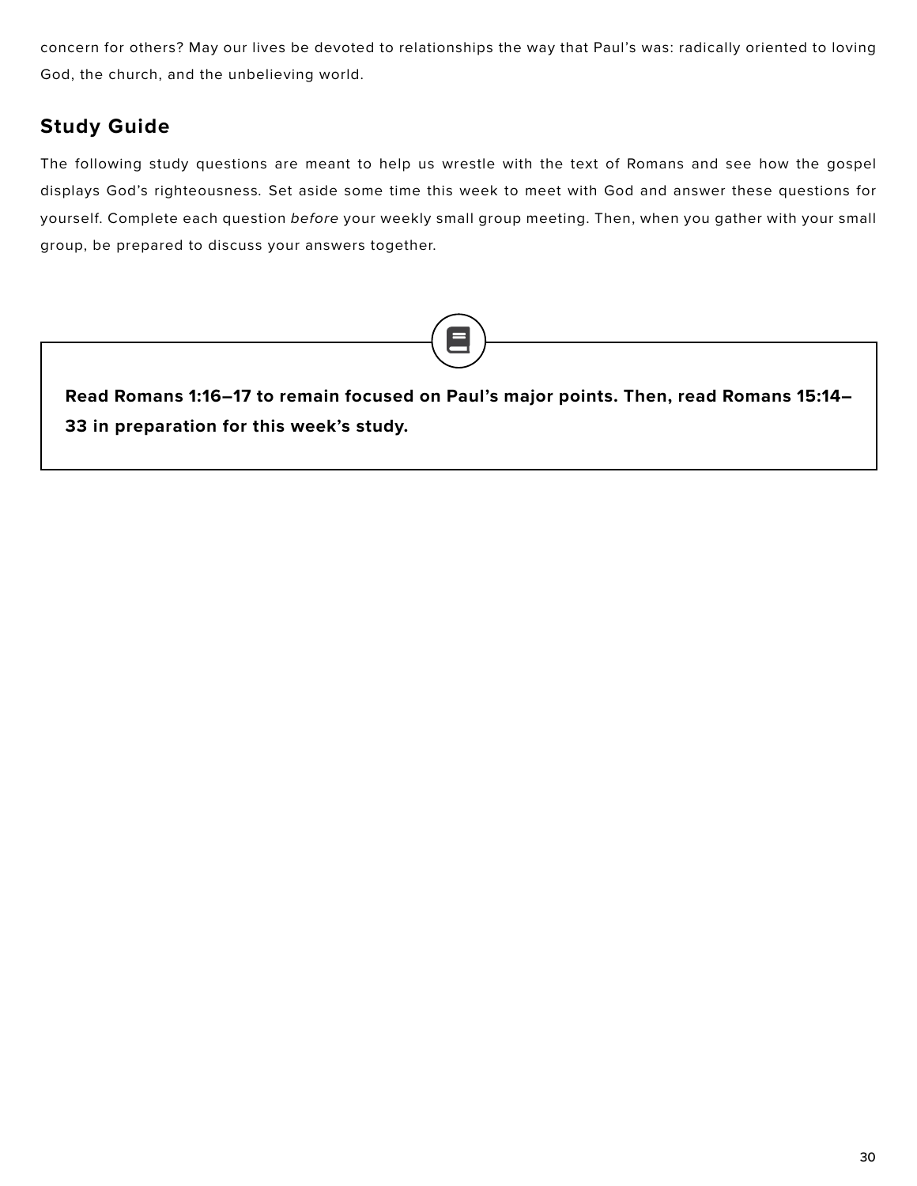concern for others? May our lives be devoted to relationships the way that Paul's was: radically oriented to loving God, the church, and the unbelieving world.

## Study Guide

The following study questions are meant to help us wrestle with the text of Romans and see how the gospel displays God's righteousness. Set aside some time this week to meet with God and answer these questions for yourself. Complete each question *before* your weekly small group meeting. Then, when you gather with your small group, be prepared to discuss your answers together.

**Read Romans 1:16–17 to remain focused on Paul's major points. Then, read Romans 15:14–33 in preparation for this week's study.**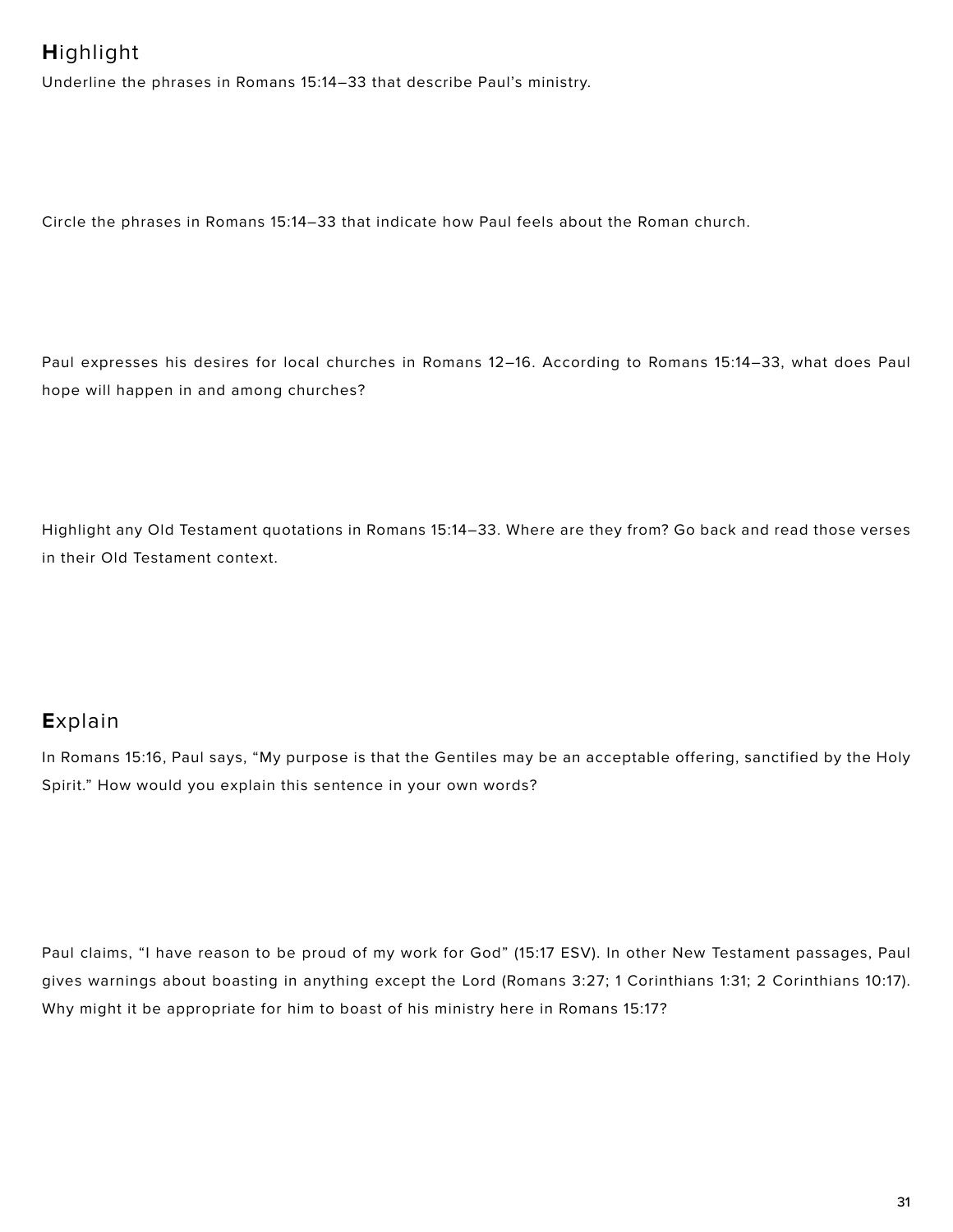## **H**ighlight

Underline the phrases in Romans 15:14–33 that describe Paul's ministry.

Circle the phrases in Romans 15:14–33 that indicate how Paul feels about the Roman church.

Paul expresses his desires for local churches in Romans 12–16. According to Romans 15:14–33, what does Paul hope will happen in and among churches?

Highlight any Old Testament quotations in Romans 15:14–33. Where are they from? Go back and read those verses in their Old Testament context.

## **E**xplain

In Romans 15:16, Paul says, "My purpose is that the Gentiles may be an acceptable offering, sanctified by the Holy Spirit." How would you explain this sentence in your own words?

Paul claims, "I have reason to be proud of my work for God" (15:17 ESV). In other New Testament passages, Paul gives warnings about boasting in anything except the Lord (Romans 3:27; 1 Corinthians 1:31; 2 Corinthians 10:17). Why might it be appropriate for him to boast of his ministry here in Romans 15:17?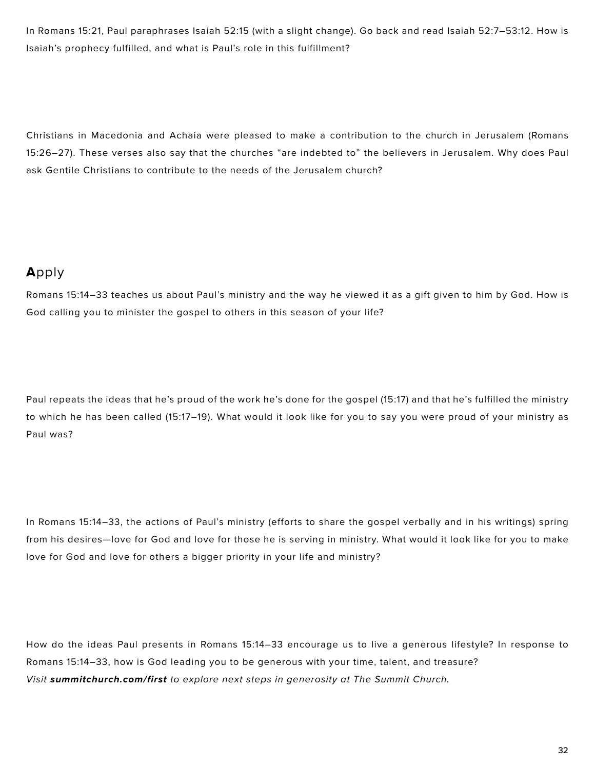In Romans 15:21, Paul paraphrases Isaiah 52:15 (with a slight change). Go back and read Isaiah 52:7–53:12. How is Isaiah's prophecy fulfilled, and what is Paul's role in this fulfillment?

Christians in Macedonia and Achaia were pleased to make a contribution to the church in Jerusalem (Romans 15:26–27). These verses also say that the churches "are indebted to" the believers in Jerusalem. Why does Paul ask Gentile Christians to contribute to the needs of the Jerusalem church?

## **A**pply

Romans 15:14–33 teaches us about Paul's ministry and the way he viewed it as a gift given to him by God. How is God calling you to minister the gospel to others in this season of your life?

Paul repeats the ideas that he's proud of the work he's done for the gospel (15:17) and that he's fulfilled the ministry to which he has been called (15:17–19). What would it look like for you to say you were proud of your ministry as Paul was?

In Romans 15:14–33, the actions of Paul's ministry (efforts to share the gospel verbally and in his writings) spring from his desires—love for God and love for those he is serving in ministry. What would it look like for you to make love for God and love for others a bigger priority in your life and ministry?

How do the ideas Paul presents in Romans 15:14–33 encourage us to live a generous lifestyle? In response to Romans 15:14–33, how is God leading you to be generous with your time, talent, and treasure?
*Visit **summitchurch.com/first** to explore next steps in generosity at The Summit Church.*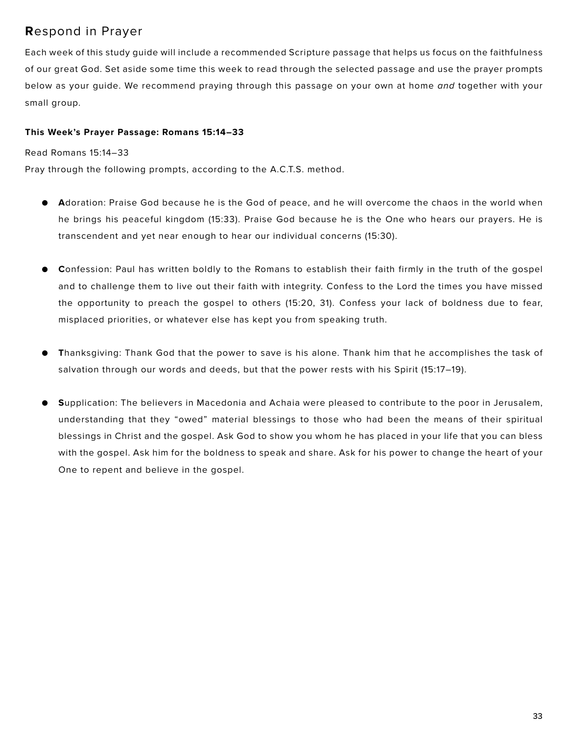## **R**espond in Prayer

Each week of this study guide will include a recommended Scripture passage that helps us focus on the faithfulness of our great God. Set aside some time this week to read through the selected passage and use the prayer prompts below as your guide. We recommend praying through this passage on your own at home *and* together with your small group.

**This Week's Prayer Passage: Romans 15:14–33**

Read Romans 15:14–33

Pray through the following prompts, according to the A.C.T.S. method.

- **A**doration: Praise God because he is the God of peace, and he will overcome the chaos in the world when he brings his peaceful kingdom (15:33). Praise God because he is the One who hears our prayers. He is transcendent and yet near enough to hear our individual concerns (15:30).

- **C**onfession: Paul has written boldly to the Romans to establish their faith firmly in the truth of the gospel and to challenge them to live out their faith with integrity. Confess to the Lord the times you have missed the opportunity to preach the gospel to others (15:20, 31). Confess your lack of boldness due to fear, misplaced priorities, or whatever else has kept you from speaking truth.

- **T**hanksgiving: Thank God that the power to save is his alone. Thank him that he accomplishes the task of salvation through our words and deeds, but that the power rests with his Spirit (15:17–19).

- **S**upplication: The believers in Macedonia and Achaia were pleased to contribute to the poor in Jerusalem, understanding that they "owed" material blessings to those who had been the means of their spiritual blessings in Christ and the gospel. Ask God to show you whom he has placed in your life that you can bless with the gospel. Ask him for the boldness to speak and share. Ask for his power to change the heart of your One to repent and believe in the gospel.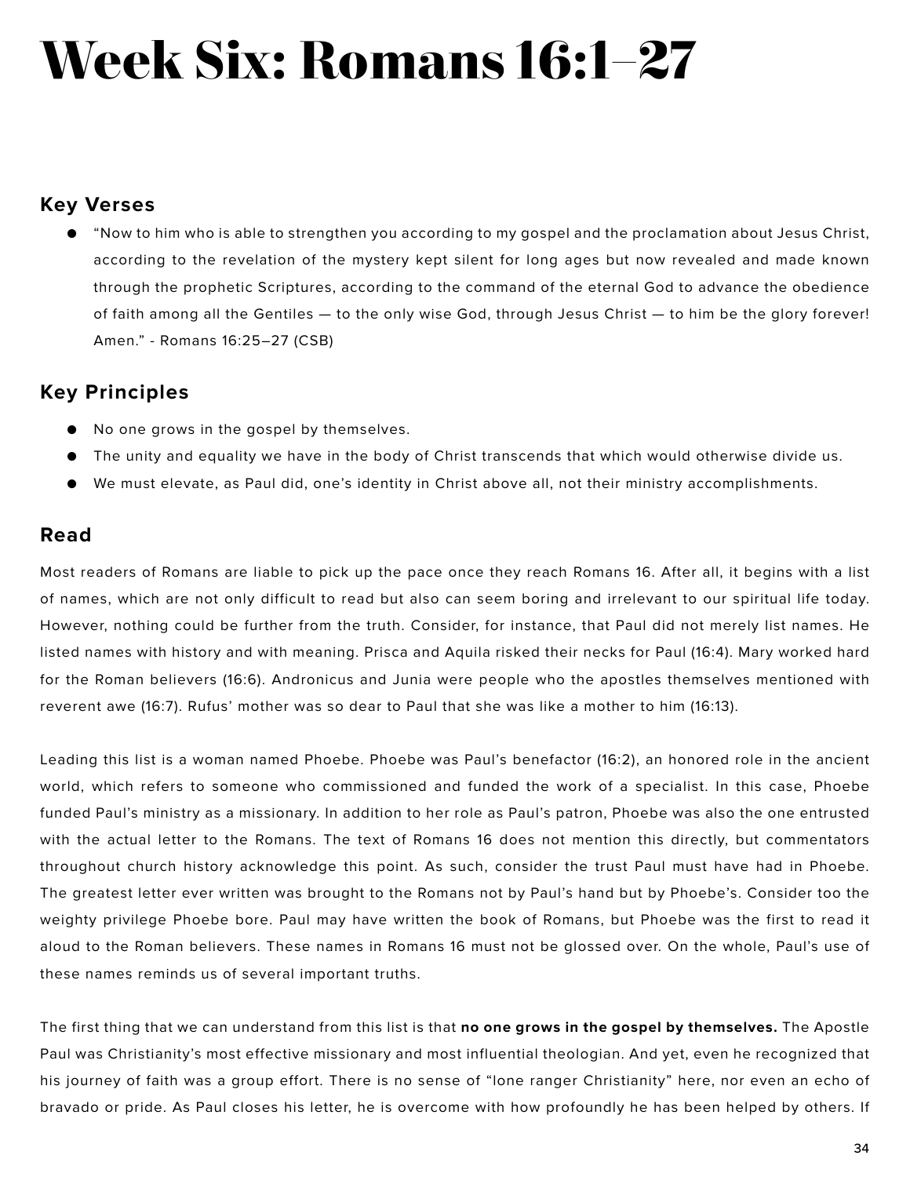# Week Six: Romans 16:1–27

## Key Verses

- "Now to him who is able to strengthen you according to my gospel and the proclamation about Jesus Christ, according to the revelation of the mystery kept silent for long ages but now revealed and made known through the prophetic Scriptures, according to the command of the eternal God to advance the obedience of faith among all the Gentiles — to the only wise God, through Jesus Christ — to him be the glory forever! Amen." - Romans 16:25–27 (CSB)

## Key Principles

- No one grows in the gospel by themselves.
- The unity and equality we have in the body of Christ transcends that which would otherwise divide us.
- We must elevate, as Paul did, one's identity in Christ above all, not their ministry accomplishments.

## Read

Most readers of Romans are liable to pick up the pace once they reach Romans 16. After all, it begins with a list of names, which are not only difficult to read but also can seem boring and irrelevant to our spiritual life today. However, nothing could be further from the truth. Consider, for instance, that Paul did not merely list names. He listed names with history and with meaning. Prisca and Aquila risked their necks for Paul (16:4). Mary worked hard for the Roman believers (16:6). Andronicus and Junia were people who the apostles themselves mentioned with reverent awe (16:7). Rufus' mother was so dear to Paul that she was like a mother to him (16:13).

Leading this list is a woman named Phoebe. Phoebe was Paul's benefactor (16:2), an honored role in the ancient world, which refers to someone who commissioned and funded the work of a specialist. In this case, Phoebe funded Paul's ministry as a missionary. In addition to her role as Paul's patron, Phoebe was also the one entrusted with the actual letter to the Romans. The text of Romans 16 does not mention this directly, but commentators throughout church history acknowledge this point. As such, consider the trust Paul must have had in Phoebe. The greatest letter ever written was brought to the Romans not by Paul's hand but by Phoebe's. Consider too the weighty privilege Phoebe bore. Paul may have written the book of Romans, but Phoebe was the first to read it aloud to the Roman believers. These names in Romans 16 must not be glossed over. On the whole, Paul's use of these names reminds us of several important truths.

The first thing that we can understand from this list is that **no one grows in the gospel by themselves.** The Apostle Paul was Christianity's most effective missionary and most influential theologian. And yet, even he recognized that his journey of faith was a group effort. There is no sense of "lone ranger Christianity" here, nor even an echo of bravado or pride. As Paul closes his letter, he is overcome with how profoundly he has been helped by others. If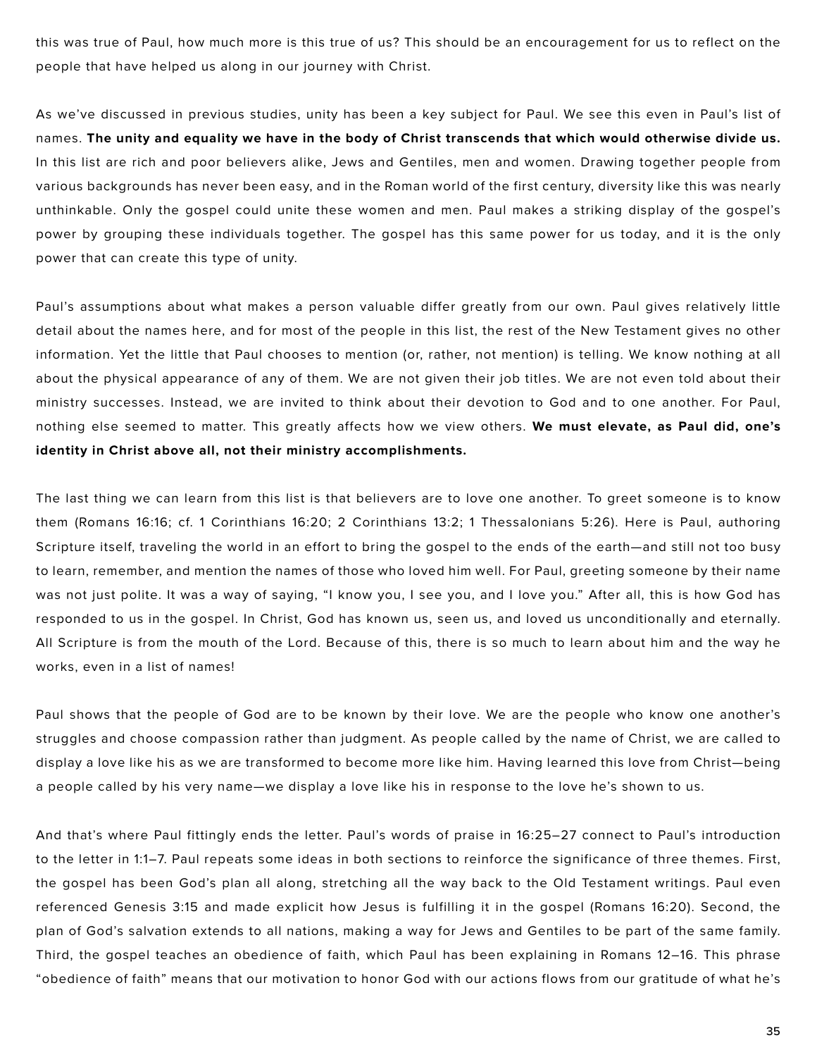this was true of Paul, how much more is this true of us? This should be an encouragement for us to reflect on the people that have helped us along in our journey with Christ.

As we've discussed in previous studies, unity has been a key subject for Paul. We see this even in Paul's list of names. **The unity and equality we have in the body of Christ transcends that which would otherwise divide us.** In this list are rich and poor believers alike, Jews and Gentiles, men and women. Drawing together people from various backgrounds has never been easy, and in the Roman world of the first century, diversity like this was nearly unthinkable. Only the gospel could unite these women and men. Paul makes a striking display of the gospel's power by grouping these individuals together. The gospel has this same power for us today, and it is the only power that can create this type of unity.

Paul's assumptions about what makes a person valuable differ greatly from our own. Paul gives relatively little detail about the names here, and for most of the people in this list, the rest of the New Testament gives no other information. Yet the little that Paul chooses to mention (or, rather, not mention) is telling. We know nothing at all about the physical appearance of any of them. We are not given their job titles. We are not even told about their ministry successes. Instead, we are invited to think about their devotion to God and to one another. For Paul, nothing else seemed to matter. This greatly affects how we view others. **We must elevate, as Paul did, one's identity in Christ above all, not their ministry accomplishments.**

The last thing we can learn from this list is that believers are to love one another. To greet someone is to know them (Romans 16:16; cf. 1 Corinthians 16:20; 2 Corinthians 13:2; 1 Thessalonians 5:26). Here is Paul, authoring Scripture itself, traveling the world in an effort to bring the gospel to the ends of the earth—and still not too busy to learn, remember, and mention the names of those who loved him well. For Paul, greeting someone by their name was not just polite. It was a way of saying, "I know you, I see you, and I love you." After all, this is how God has responded to us in the gospel. In Christ, God has known us, seen us, and loved us unconditionally and eternally. All Scripture is from the mouth of the Lord. Because of this, there is so much to learn about him and the way he works, even in a list of names!

Paul shows that the people of God are to be known by their love. We are the people who know one another's struggles and choose compassion rather than judgment. As people called by the name of Christ, we are called to display a love like his as we are transformed to become more like him. Having learned this love from Christ—being a people called by his very name—we display a love like his in response to the love he's shown to us.

And that's where Paul fittingly ends the letter. Paul's words of praise in 16:25–27 connect to Paul's introduction to the letter in 1:1–7. Paul repeats some ideas in both sections to reinforce the significance of three themes. First, the gospel has been God's plan all along, stretching all the way back to the Old Testament writings. Paul even referenced Genesis 3:15 and made explicit how Jesus is fulfilling it in the gospel (Romans 16:20). Second, the plan of God's salvation extends to all nations, making a way for Jews and Gentiles to be part of the same family. Third, the gospel teaches an obedience of faith, which Paul has been explaining in Romans 12–16. This phrase "obedience of faith" means that our motivation to honor God with our actions flows from our gratitude of what he's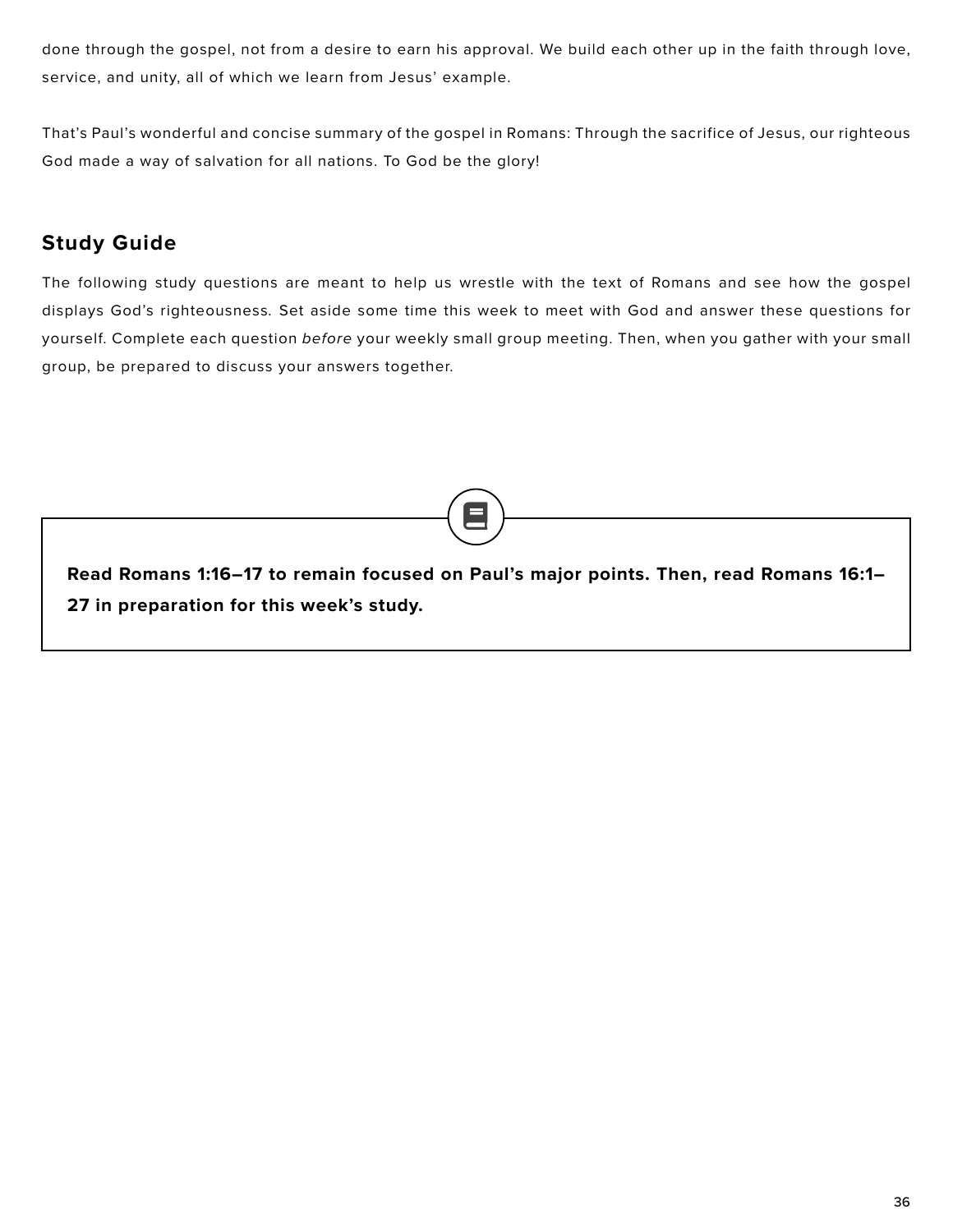done through the gospel, not from a desire to earn his approval. We build each other up in the faith through love, service, and unity, all of which we learn from Jesus' example.

That's Paul's wonderful and concise summary of the gospel in Romans: Through the sacrifice of Jesus, our righteous God made a way of salvation for all nations. To God be the glory!

## Study Guide

The following study questions are meant to help us wrestle with the text of Romans and see how the gospel displays God's righteousness. Set aside some time this week to meet with God and answer these questions for yourself. Complete each question *before* your weekly small group meeting. Then, when you gather with your small group, be prepared to discuss your answers together.

**Read Romans 1:16–17 to remain focused on Paul's major points. Then, read Romans 16:1–27 in preparation for this week's study.**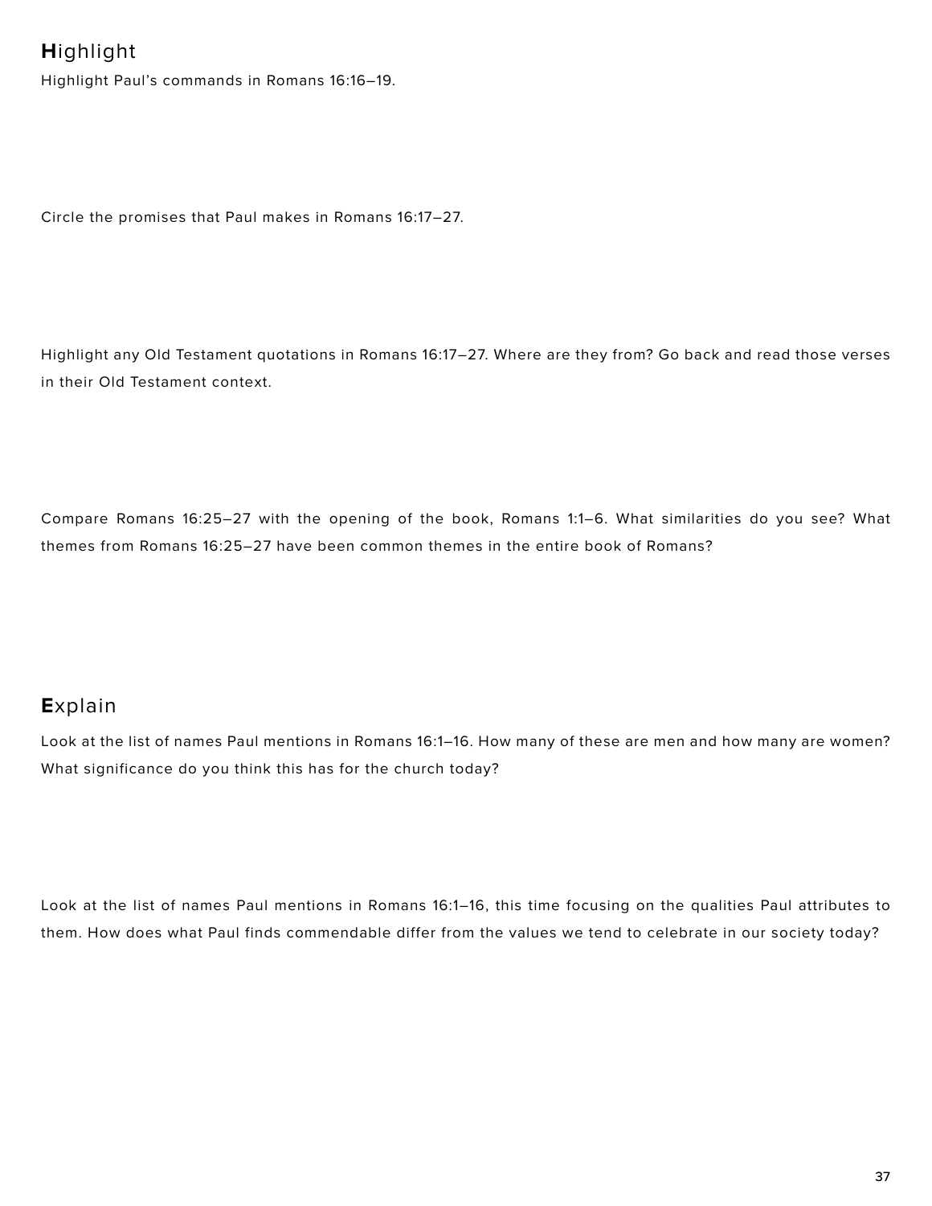## **H**ighlight

Highlight Paul's commands in Romans 16:16–19.

Circle the promises that Paul makes in Romans 16:17–27.

Highlight any Old Testament quotations in Romans 16:17–27. Where are they from? Go back and read those verses in their Old Testament context.

Compare Romans 16:25–27 with the opening of the book, Romans 1:1–6. What similarities do you see? What themes from Romans 16:25–27 have been common themes in the entire book of Romans?

## **E**xplain

Look at the list of names Paul mentions in Romans 16:1–16. How many of these are men and how many are women? What significance do you think this has for the church today?

Look at the list of names Paul mentions in Romans 16:1–16, this time focusing on the qualities Paul attributes to them. How does what Paul finds commendable differ from the values we tend to celebrate in our society today?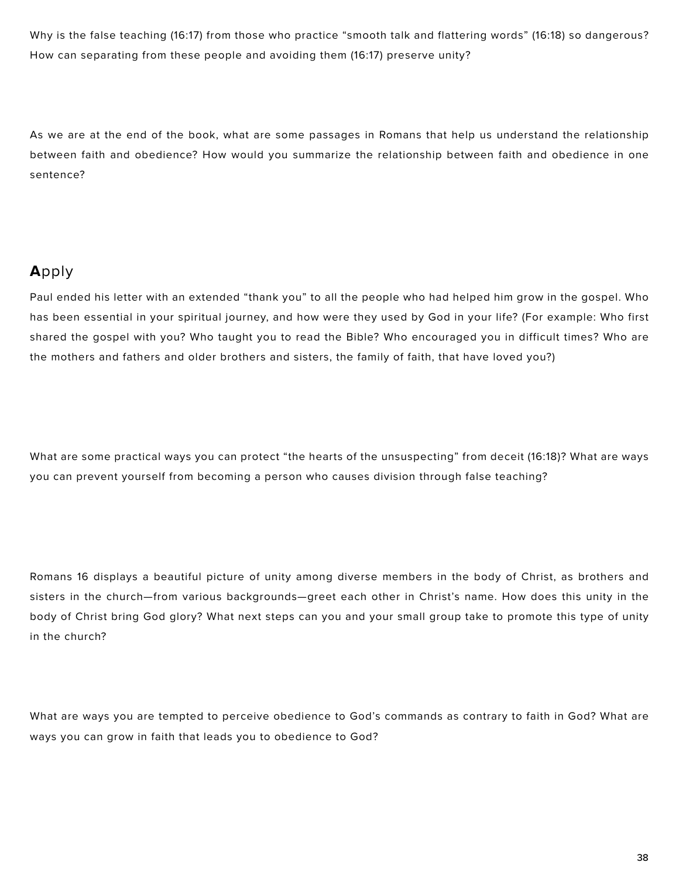Why is the false teaching (16:17) from those who practice “smooth talk and flattering words” (16:18) so dangerous? How can separating from these people and avoiding them (16:17) preserve unity?

As we are at the end of the book, what are some passages in Romans that help us understand the relationship between faith and obedience? How would you summarize the relationship between faith and obedience in one sentence?

## **A**pply

Paul ended his letter with an extended “thank you” to all the people who had helped him grow in the gospel. Who has been essential in your spiritual journey, and how were they used by God in your life? (For example: Who first shared the gospel with you? Who taught you to read the Bible? Who encouraged you in difficult times? Who are the mothers and fathers and older brothers and sisters, the family of faith, that have loved you?)

What are some practical ways you can protect “the hearts of the unsuspecting” from deceit (16:18)? What are ways you can prevent yourself from becoming a person who causes division through false teaching?

Romans 16 displays a beautiful picture of unity among diverse members in the body of Christ, as brothers and sisters in the church—from various backgrounds—greet each other in Christ’s name. How does this unity in the body of Christ bring God glory? What next steps can you and your small group take to promote this type of unity in the church?

What are ways you are tempted to perceive obedience to God’s commands as contrary to faith in God? What are ways you can grow in faith that leads you to obedience to God?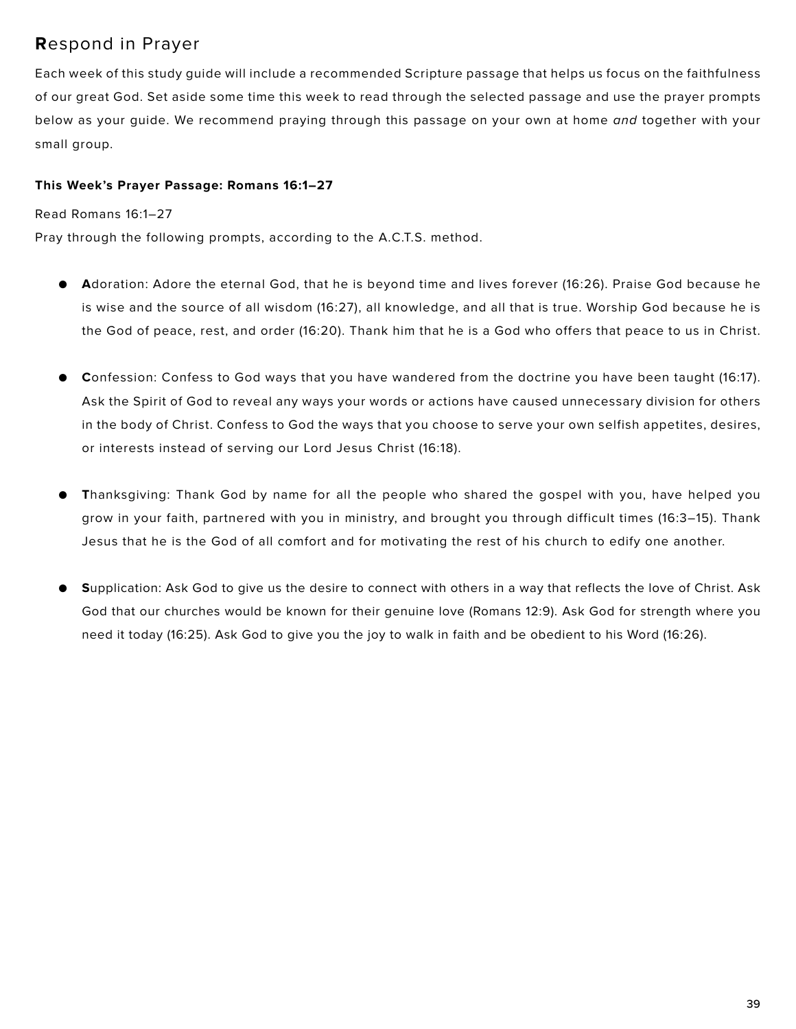## **R**espond in Prayer

Each week of this study guide will include a recommended Scripture passage that helps us focus on the faithfulness of our great God. Set aside some time this week to read through the selected passage and use the prayer prompts below as your guide. We recommend praying through this passage on your own at home *and* together with your small group.

**This Week's Prayer Passage: Romans 16:1–27**

Read Romans 16:1–27
Pray through the following prompts, according to the A.C.T.S. method.

- **A**doration: Adore the eternal God, that he is beyond time and lives forever (16:26). Praise God because he is wise and the source of all wisdom (16:27), all knowledge, and all that is true. Worship God because he is the God of peace, rest, and order (16:20). Thank him that he is a God who offers that peace to us in Christ.

- **C**onfession: Confess to God ways that you have wandered from the doctrine you have been taught (16:17). Ask the Spirit of God to reveal any ways your words or actions have caused unnecessary division for others in the body of Christ. Confess to God the ways that you choose to serve your own selfish appetites, desires, or interests instead of serving our Lord Jesus Christ (16:18).

- **T**hanksgiving: Thank God by name for all the people who shared the gospel with you, have helped you grow in your faith, partnered with you in ministry, and brought you through difficult times (16:3–15). Thank Jesus that he is the God of all comfort and for motivating the rest of his church to edify one another.

- **S**upplication: Ask God to give us the desire to connect with others in a way that reflects the love of Christ. Ask God that our churches would be known for their genuine love (Romans 12:9). Ask God for strength where you need it today (16:25). Ask God to give you the joy to walk in faith and be obedient to his Word (16:26).